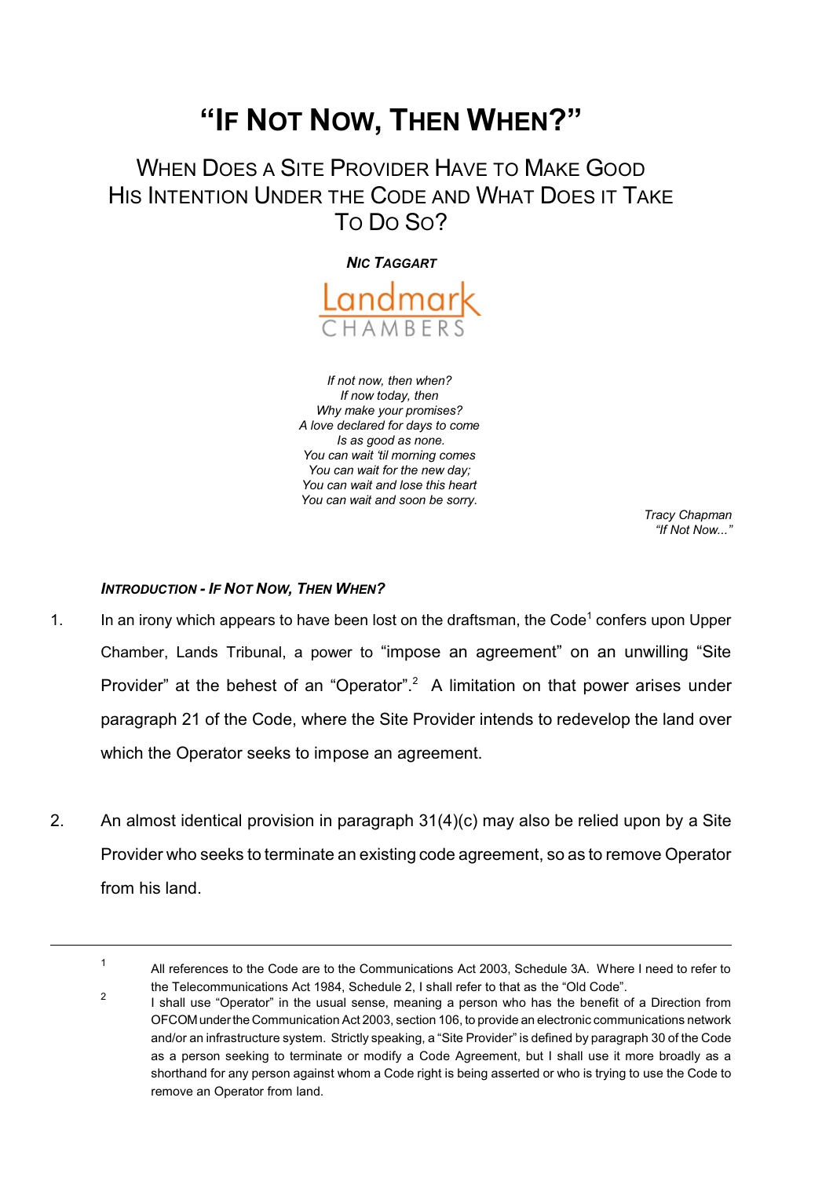# "If Not Now, Then When?"

## When Does a Site Provider Have to Make Good His Intention Under the Code and What Does it Take To Do So?

***Nic Taggart***

Landmark Chambers

*If not now, then when?*
*If now today, then*
*Why make your promises?*
*A love declared for days to come*
*Is as good as none.*
*You can wait 'til morning comes*
*You can wait for the new day;*
*You can wait and lose this heart*
*You can wait and soon be sorry.*

*Tracy Chapman*
*"If Not Now..."*

### *Introduction - If Not Now, Then When?*

1. In an irony which appears to have been lost on the draftsman, the Code[1] confers upon Upper Chamber, Lands Tribunal, a power to "impose an agreement" on an unwilling "Site Provider" at the behest of an "Operator".[2] A limitation on that power arises under paragraph 21 of the Code, where the Site Provider intends to redevelop the land over which the Operator seeks to impose an agreement.

2. An almost identical provision in paragraph 31(4)(c) may also be relied upon by a Site Provider who seeks to terminate an existing code agreement, so as to remove Operator from his land.

---

[1] All references to the Code are to the Communications Act 2003, Schedule 3A. Where I need to refer to the Telecommunications Act 1984, Schedule 2, I shall refer to that as the "Old Code".

[2] I shall use "Operator" in the usual sense, meaning a person who has the benefit of a Direction from OFCOM under the Communication Act 2003, section 106, to provide an electronic communications network and/or an infrastructure system. Strictly speaking, a "Site Provider" is defined by paragraph 30 of the Code as a person seeking to terminate or modify a Code Agreement, but I shall use it more broadly as a shorthand for any person against whom a Code right is being asserted or who is trying to use the Code to remove an Operator from land.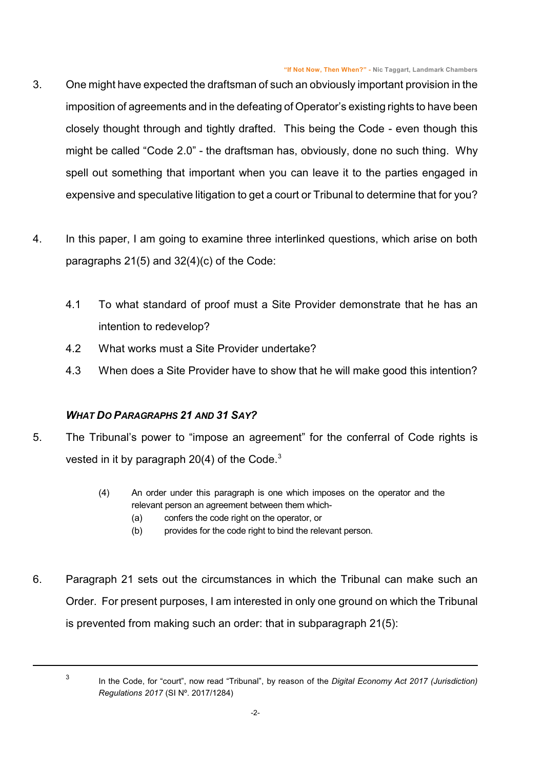3. One might have expected the draftsman of such an obviously important provision in the imposition of agreements and in the defeating of Operator's existing rights to have been closely thought through and tightly drafted. This being the Code - even though this might be called "Code 2.0" - the draftsman has, obviously, done no such thing. Why spell out something that important when you can leave it to the parties engaged in expensive and speculative litigation to get a court or Tribunal to determine that for you?

4. In this paper, I am going to examine three interlinked questions, which arise on both paragraphs 21(5) and 32(4)(c) of the Code:

   4.1 To what standard of proof must a Site Provider demonstrate that he has an intention to redevelop?

   4.2 What works must a Site Provider undertake?

   4.3 When does a Site Provider have to show that he will make good this intention?

### *What Do Paragraphs 21 and 31 Say?*

5. The Tribunal's power to "impose an agreement" for the conferral of Code rights is vested in it by paragraph 20(4) of the Code.[3]

> (4) An order under this paragraph is one which imposes on the operator and the relevant person an agreement between them which-
> (a) confers the code right on the operator, or
> (b) provides for the code right to bind the relevant person.

6. Paragraph 21 sets out the circumstances in which the Tribunal can make such an Order. For present purposes, I am interested in only one ground on which the Tribunal is prevented from making such an order: that in subparagraph 21(5):

---

[3] In the Code, for "court", now read "Tribunal", by reason of the *Digital Economy Act 2017 (Jurisdiction) Regulations 2017* (SI Nº. 2017/1284)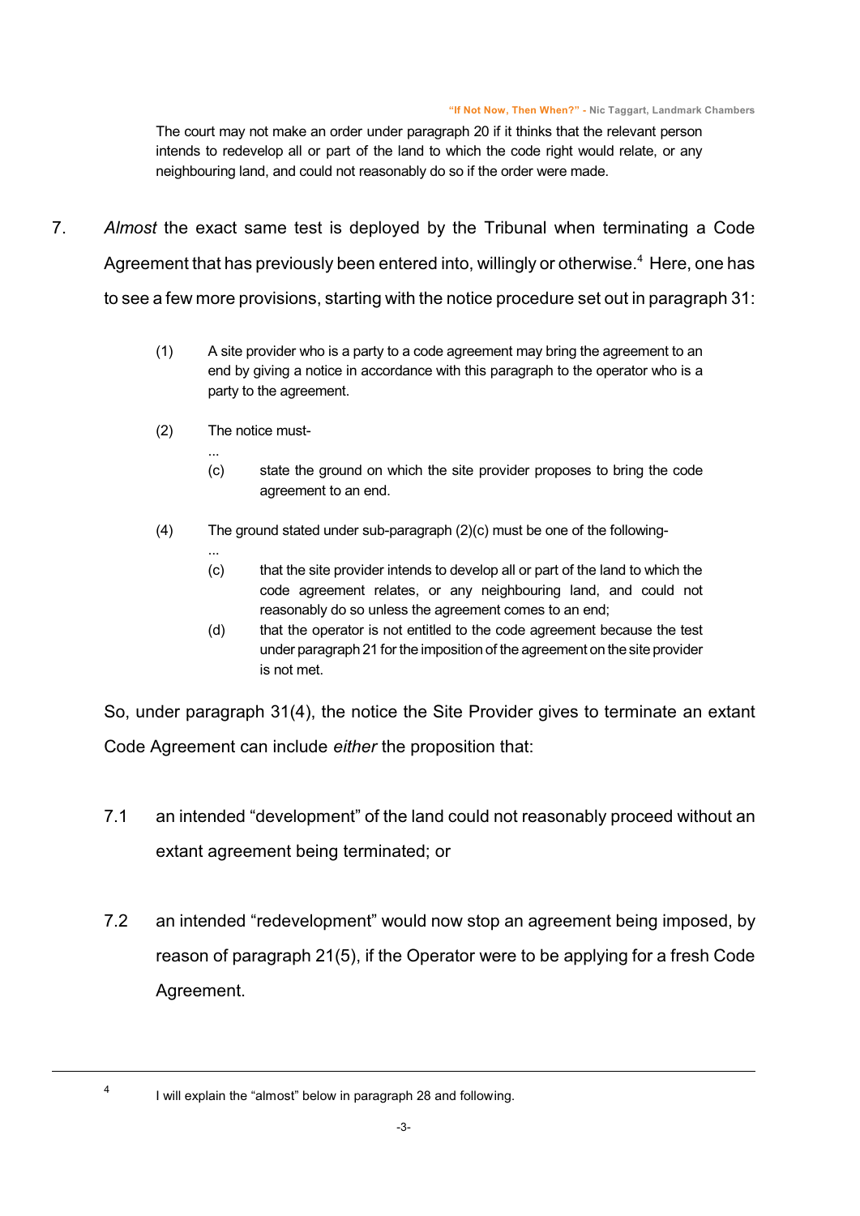> The court may not make an order under paragraph 20 if it thinks that the relevant person intends to redevelop all or part of the land to which the code right would relate, or any neighbouring land, and could not reasonably do so if the order were made.

7. *Almost* the exact same test is deployed by the Tribunal when terminating a Code Agreement that has previously been entered into, willingly or otherwise.[4] Here, one has to see a few more provisions, starting with the notice procedure set out in paragraph 31:

> (1) A site provider who is a party to a code agreement may bring the agreement to an end by giving a notice in accordance with this paragraph to the operator who is a party to the agreement.
>
> (2) The notice must-
>
> ...
>
> (c) state the ground on which the site provider proposes to bring the code agreement to an end.
>
> (4) The ground stated under sub-paragraph (2)(c) must be one of the following-
>
> ...
>
> (c) that the site provider intends to develop all or part of the land to which the code agreement relates, or any neighbouring land, and could not reasonably do so unless the agreement comes to an end;
>
> (d) that the operator is not entitled to the code agreement because the test under paragraph 21 for the imposition of the agreement on the site provider is not met.

So, under paragraph 31(4), the notice the Site Provider gives to terminate an extant Code Agreement can include *either* the proposition that:

7.1 an intended "development" of the land could not reasonably proceed without an extant agreement being terminated; or

7.2 an intended "redevelopment" would now stop an agreement being imposed, by reason of paragraph 21(5), if the Operator were to be applying for a fresh Code Agreement.

---

[4] I will explain the "almost" below in paragraph 28 and following.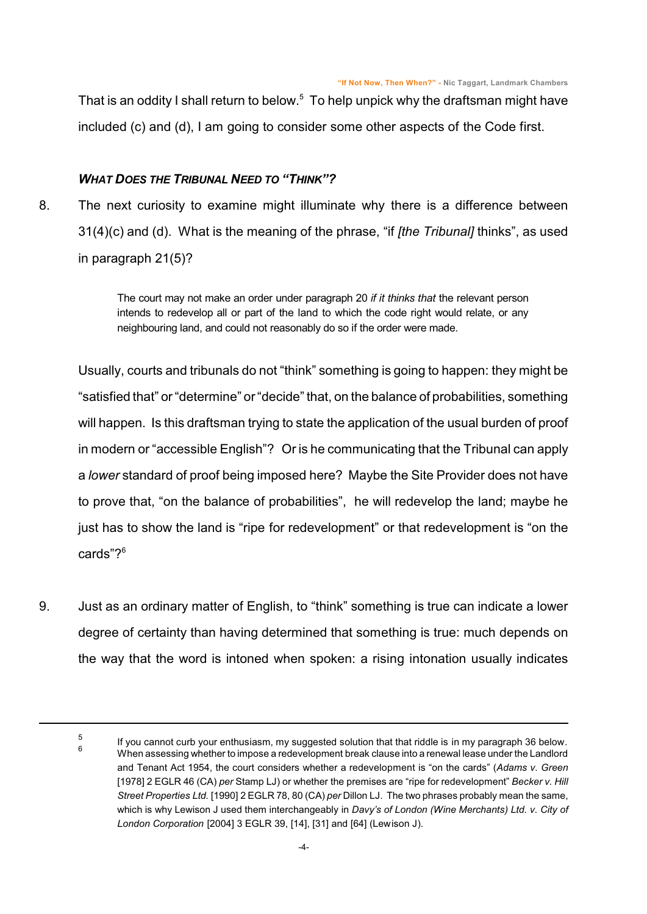That is an oddity I shall return to below.[5] To help unpick why the draftsman might have included (c) and (d), I am going to consider some other aspects of the Code first.

### *WHAT DOES THE TRIBUNAL NEED TO "THINK"?*

8. The next curiosity to examine might illuminate why there is a difference between 31(4)(c) and (d). What is the meaning of the phrase, "if *[the Tribunal]* thinks", as used in paragraph 21(5)?

> The court may not make an order under paragraph 20 *if it thinks that* the relevant person intends to redevelop all or part of the land to which the code right would relate, or any neighbouring land, and could not reasonably do so if the order were made.

Usually, courts and tribunals do not "think" something is going to happen: they might be "satisfied that" or "determine" or "decide" that, on the balance of probabilities, something will happen. Is this draftsman trying to state the application of the usual burden of proof in modern or "accessible English"? Or is he communicating that the Tribunal can apply a *lower* standard of proof being imposed here? Maybe the Site Provider does not have to prove that, "on the balance of probabilities", he will redevelop the land; maybe he just has to show the land is "ripe for redevelopment" or that redevelopment is "on the cards"?[6]

9. Just as an ordinary matter of English, to "think" something is true can indicate a lower degree of certainty than having determined that something is true: much depends on the way that the word is intoned when spoken: a rising intonation usually indicates

---

[5] If you cannot curb your enthusiasm, my suggested solution that that riddle is in my paragraph 36 below.

[6] When assessing whether to impose a redevelopment break clause into a renewal lease under the Landlord and Tenant Act 1954, the court considers whether a redevelopment is "on the cards" (*Adams v. Green* [1978] 2 EGLR 46 (CA) *per* Stamp LJ) or whether the premises are "ripe for redevelopment" *Becker v. Hill Street Properties Ltd.* [1990] 2 EGLR 78, 80 (CA) *per* Dillon LJ. The two phrases probably mean the same, which is why Lewison J used them interchangeably in *Davy's of London (Wine Merchants) Ltd. v. City of London Corporation* [2004] 3 EGLR 39, [14], [31] and [64] (Lewison J).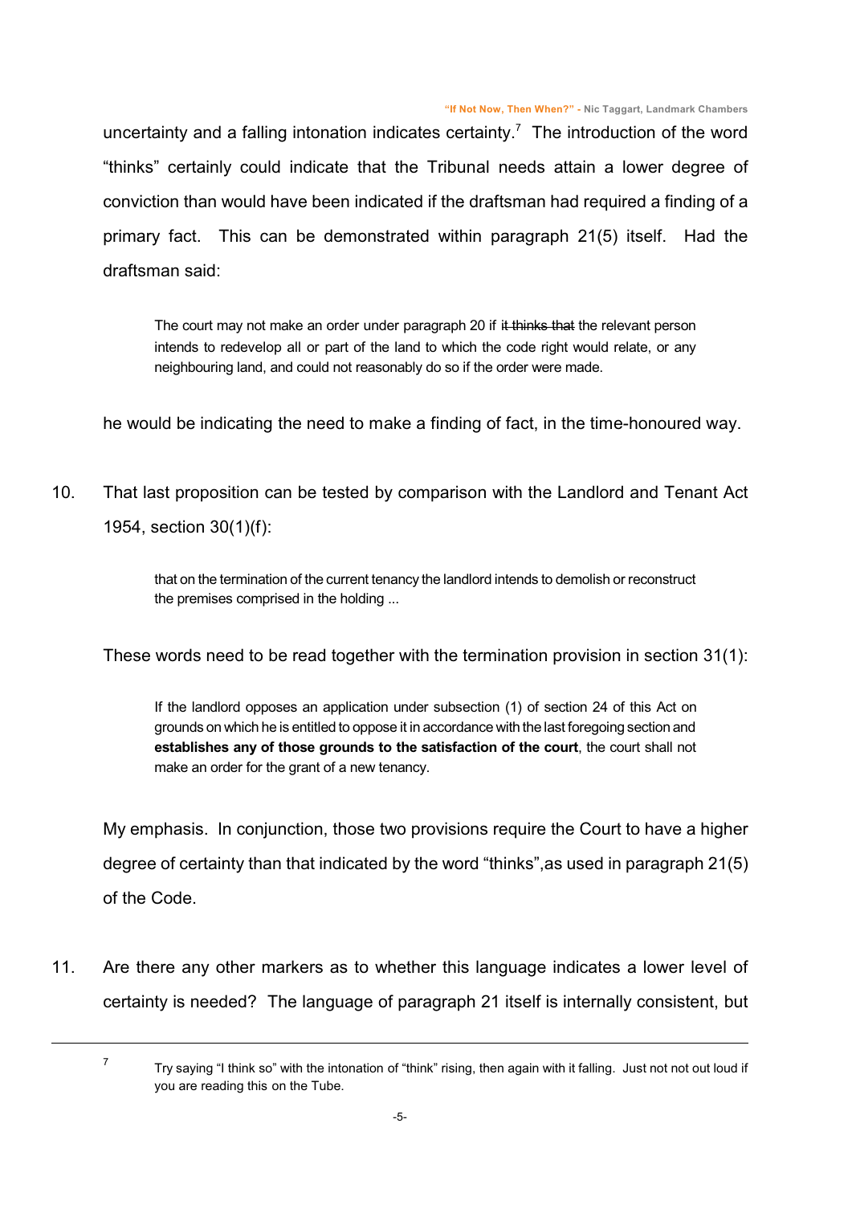uncertainty and a falling intonation indicates certainty.[7] The introduction of the word "thinks" certainly could indicate that the Tribunal needs attain a lower degree of conviction than would have been indicated if the draftsman had required a finding of a primary fact. This can be demonstrated within paragraph 21(5) itself. Had the draftsman said:

> The court may not make an order under paragraph 20 if ~~it thinks that~~ the relevant person intends to redevelop all or part of the land to which the code right would relate, or any neighbouring land, and could not reasonably do so if the order were made.

he would be indicating the need to make a finding of fact, in the time-honoured way.

10. That last proposition can be tested by comparison with the Landlord and Tenant Act 1954, section 30(1)(f):

> that on the termination of the current tenancy the landlord intends to demolish or reconstruct the premises comprised in the holding ...

These words need to be read together with the termination provision in section 31(1):

> If the landlord opposes an application under subsection (1) of section 24 of this Act on grounds on which he is entitled to oppose it in accordance with the last foregoing section and **establishes any of those grounds to the satisfaction of the court**, the court shall not make an order for the grant of a new tenancy.

My emphasis. In conjunction, those two provisions require the Court to have a higher degree of certainty than that indicated by the word "thinks",as used in paragraph 21(5) of the Code.

11. Are there any other markers as to whether this language indicates a lower level of certainty is needed? The language of paragraph 21 itself is internally consistent, but

---

[7] Try saying "I think so" with the intonation of "think" rising, then again with it falling. Just not not out loud if you are reading this on the Tube.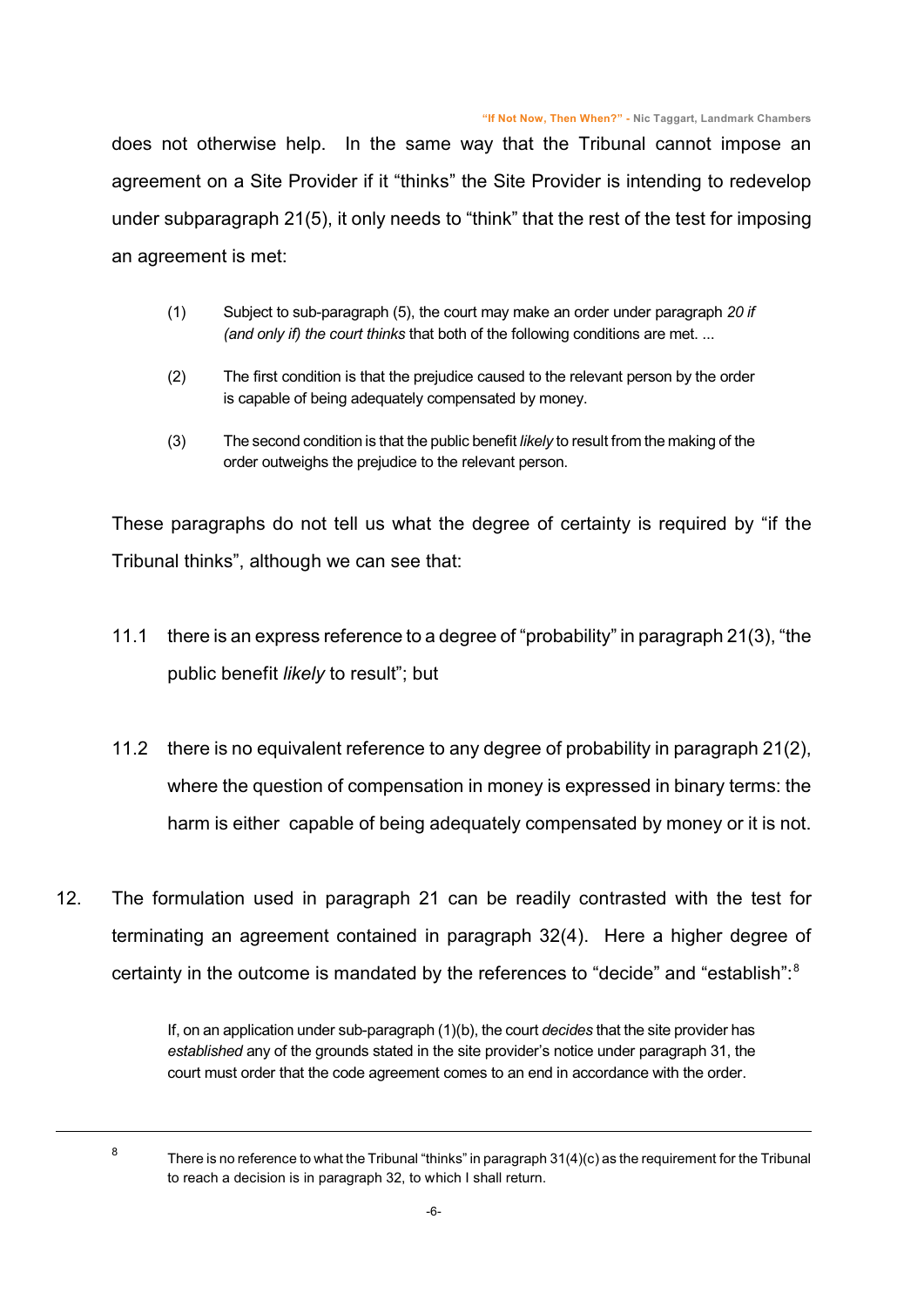does not otherwise help. In the same way that the Tribunal cannot impose an agreement on a Site Provider if it "thinks" the Site Provider is intending to redevelop under subparagraph 21(5), it only needs to "think" that the rest of the test for imposing an agreement is met:

> (1) Subject to sub-paragraph (5), the court may make an order under paragraph *20 if (and only if) the court thinks* that both of the following conditions are met. ...
>
> (2) The first condition is that the prejudice caused to the relevant person by the order is capable of being adequately compensated by money.
>
> (3) The second condition is that the public benefit *likely* to result from the making of the order outweighs the prejudice to the relevant person.

These paragraphs do not tell us what the degree of certainty is required by "if the Tribunal thinks", although we can see that:

11.1 there is an express reference to a degree of "probability" in paragraph 21(3), "the public benefit *likely* to result"; but

11.2 there is no equivalent reference to any degree of probability in paragraph 21(2), where the question of compensation in money is expressed in binary terms: the harm is either capable of being adequately compensated by money or it is not.

12. The formulation used in paragraph 21 can be readily contrasted with the test for terminating an agreement contained in paragraph 32(4). Here a higher degree of certainty in the outcome is mandated by the references to "decide" and "establish":[8]

> If, on an application under sub-paragraph (1)(b), the court *decides* that the site provider has *established* any of the grounds stated in the site provider's notice under paragraph 31, the court must order that the code agreement comes to an end in accordance with the order.

---

[8] There is no reference to what the Tribunal "thinks" in paragraph 31(4)(c) as the requirement for the Tribunal to reach a decision is in paragraph 32, to which I shall return.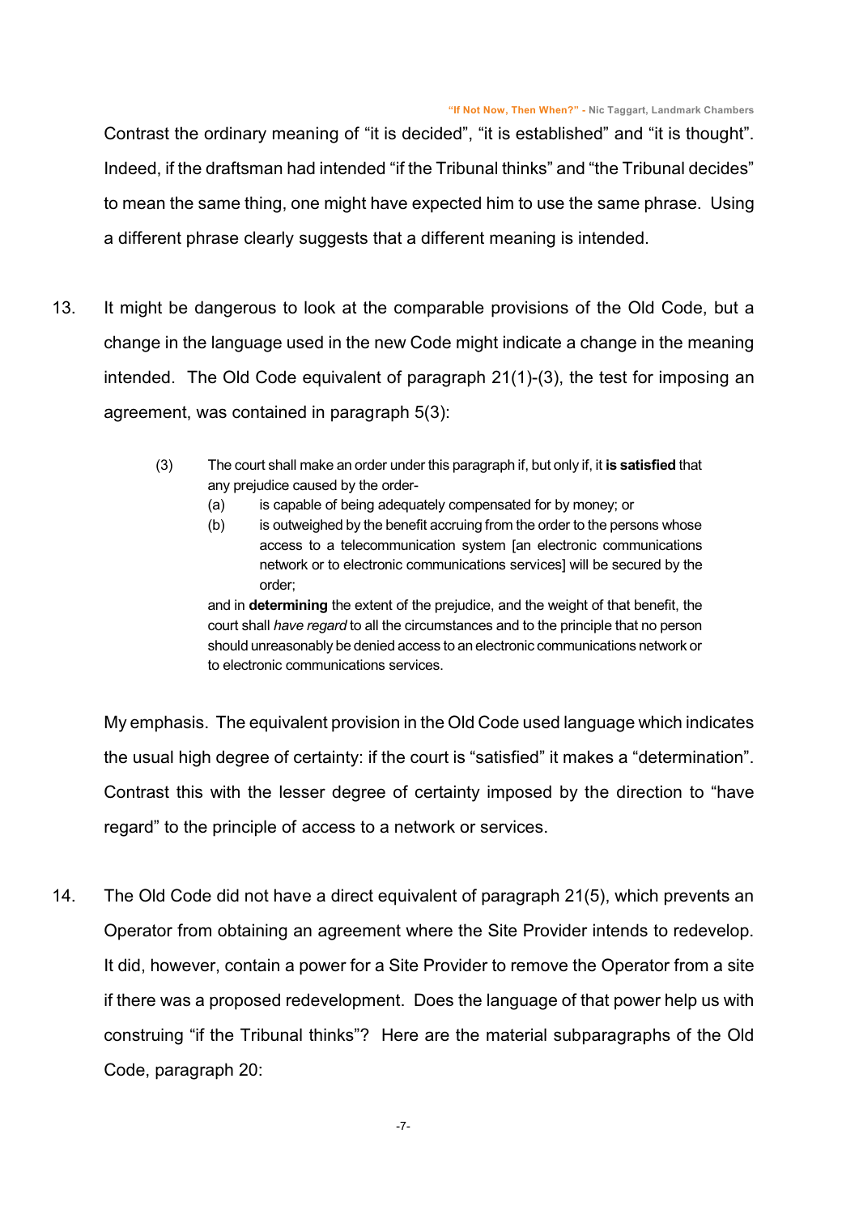Contrast the ordinary meaning of "it is decided", "it is established" and "it is thought". Indeed, if the draftsman had intended "if the Tribunal thinks" and "the Tribunal decides" to mean the same thing, one might have expected him to use the same phrase. Using a different phrase clearly suggests that a different meaning is intended.

13. It might be dangerous to look at the comparable provisions of the Old Code, but a change in the language used in the new Code might indicate a change in the meaning intended. The Old Code equivalent of paragraph 21(1)-(3), the test for imposing an agreement, was contained in paragraph 5(3):

> (3) The court shall make an order under this paragraph if, but only if, it **is satisfied** that any prejudice caused by the order-
>
> (a) is capable of being adequately compensated for by money; or
>
> (b) is outweighed by the benefit accruing from the order to the persons whose access to a telecommunication system [an electronic communications network or to electronic communications services] will be secured by the order;
>
> and in **determining** the extent of the prejudice, and the weight of that benefit, the court shall *have regard* to all the circumstances and to the principle that no person should unreasonably be denied access to an electronic communications network or to electronic communications services.

My emphasis. The equivalent provision in the Old Code used language which indicates the usual high degree of certainty: if the court is "satisfied" it makes a "determination". Contrast this with the lesser degree of certainty imposed by the direction to "have regard" to the principle of access to a network or services.

14. The Old Code did not have a direct equivalent of paragraph 21(5), which prevents an Operator from obtaining an agreement where the Site Provider intends to redevelop. It did, however, contain a power for a Site Provider to remove the Operator from a site if there was a proposed redevelopment. Does the language of that power help us with construing "if the Tribunal thinks"? Here are the material subparagraphs of the Old Code, paragraph 20: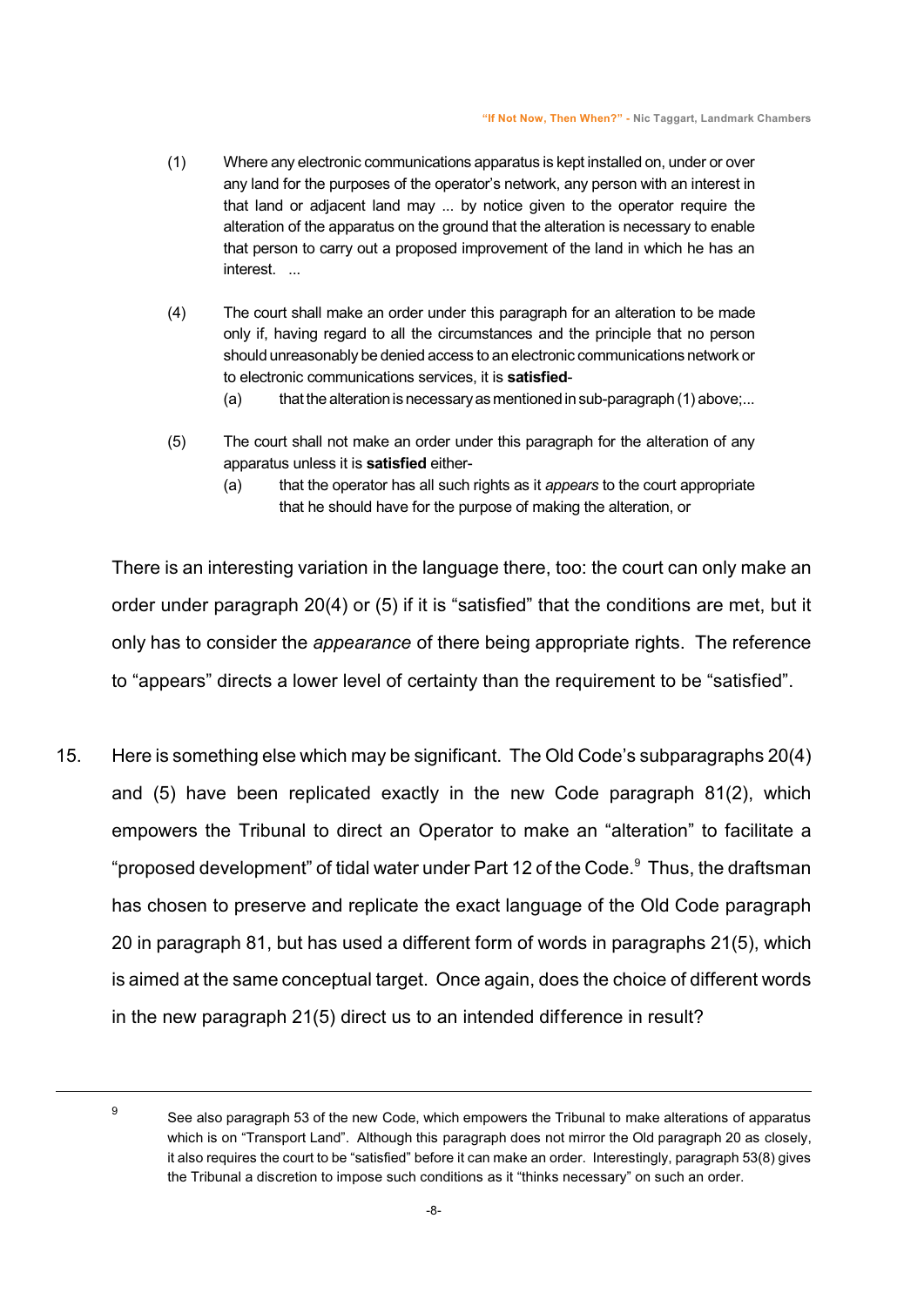> (1) Where any electronic communications apparatus is kept installed on, under or over any land for the purposes of the operator's network, any person with an interest in that land or adjacent land may ... by notice given to the operator require the alteration of the apparatus on the ground that the alteration is necessary to enable that person to carry out a proposed improvement of the land in which he has an interest. ...
>
> (4) The court shall make an order under this paragraph for an alteration to be made only if, having regard to all the circumstances and the principle that no person should unreasonably be denied access to an electronic communications network or to electronic communications services, it is **satisfied**-
>
> (a) that the alteration is necessary as mentioned in sub-paragraph (1) above;...
>
> (5) The court shall not make an order under this paragraph for the alteration of any apparatus unless it is **satisfied** either-
>
> (a) that the operator has all such rights as it *appears* to the court appropriate that he should have for the purpose of making the alteration, or

There is an interesting variation in the language there, too: the court can only make an order under paragraph 20(4) or (5) if it is "satisfied" that the conditions are met, but it only has to consider the *appearance* of there being appropriate rights. The reference to "appears" directs a lower level of certainty than the requirement to be "satisfied".

15. Here is something else which may be significant. The Old Code's subparagraphs 20(4) and (5) have been replicated exactly in the new Code paragraph 81(2), which empowers the Tribunal to direct an Operator to make an "alteration" to facilitate a "proposed development" of tidal water under Part 12 of the Code.[9] Thus, the draftsman has chosen to preserve and replicate the exact language of the Old Code paragraph 20 in paragraph 81, but has used a different form of words in paragraphs 21(5), which is aimed at the same conceptual target. Once again, does the choice of different words in the new paragraph 21(5) direct us to an intended difference in result?

---

[9] See also paragraph 53 of the new Code, which empowers the Tribunal to make alterations of apparatus which is on "Transport Land". Although this paragraph does not mirror the Old paragraph 20 as closely, it also requires the court to be "satisfied" before it can make an order. Interestingly, paragraph 53(8) gives the Tribunal a discretion to impose such conditions as it "thinks necessary" on such an order.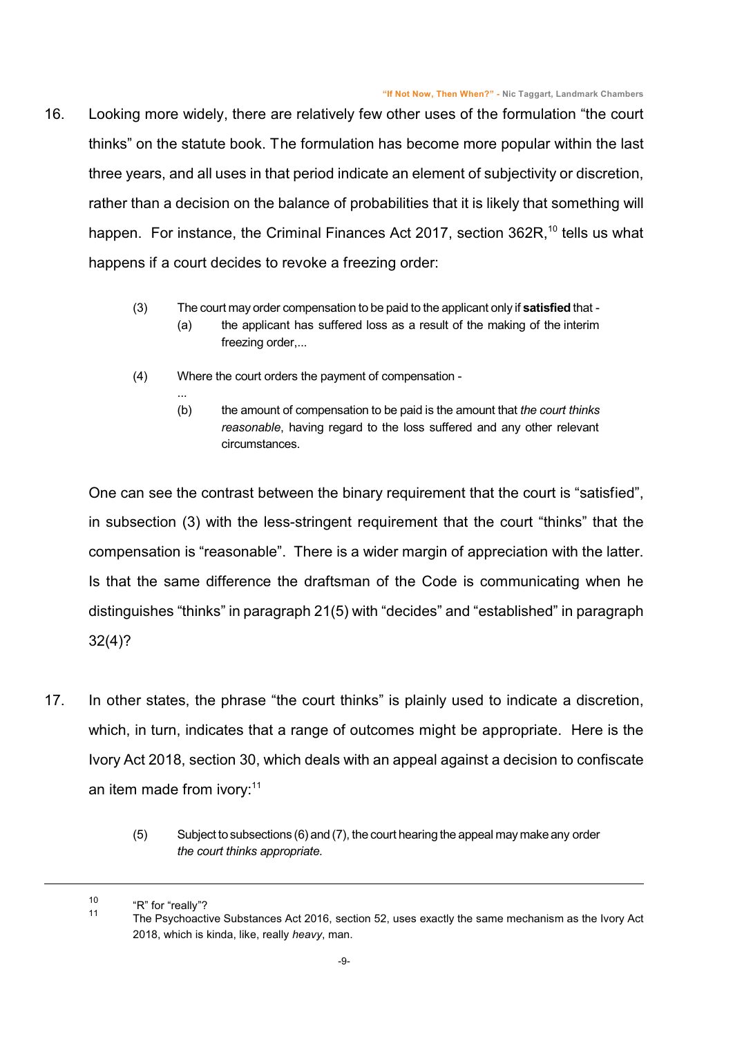16. Looking more widely, there are relatively few other uses of the formulation "the court thinks" on the statute book. The formulation has become more popular within the last three years, and all uses in that period indicate an element of subjectivity or discretion, rather than a decision on the balance of probabilities that it is likely that something will happen. For instance, the Criminal Finances Act 2017, section 362R,[10] tells us what happens if a court decides to revoke a freezing order:

> (3) The court may order compensation to be paid to the applicant only if **satisfied** that -
>
> (a) the applicant has suffered loss as a result of the making of the interim freezing order,...
>
> (4) Where the court orders the payment of compensation -
>
> ...
>
> (b) the amount of compensation to be paid is the amount that *the court thinks reasonable*, having regard to the loss suffered and any other relevant circumstances.

One can see the contrast between the binary requirement that the court is "satisfied", in subsection (3) with the less-stringent requirement that the court "thinks" that the compensation is "reasonable". There is a wider margin of appreciation with the latter. Is that the same difference the draftsman of the Code is communicating when he distinguishes "thinks" in paragraph 21(5) with "decides" and "established" in paragraph 32(4)?

17. In other states, the phrase "the court thinks" is plainly used to indicate a discretion, which, in turn, indicates that a range of outcomes might be appropriate. Here is the Ivory Act 2018, section 30, which deals with an appeal against a decision to confiscate an item made from ivory:[11]

> (5) Subject to subsections (6) and (7), the court hearing the appeal may make any order *the court thinks appropriate.*

---

[10] "R" for "really"?

[11] The Psychoactive Substances Act 2016, section 52, uses exactly the same mechanism as the Ivory Act 2018, which is kinda, like, really *heavy*, man.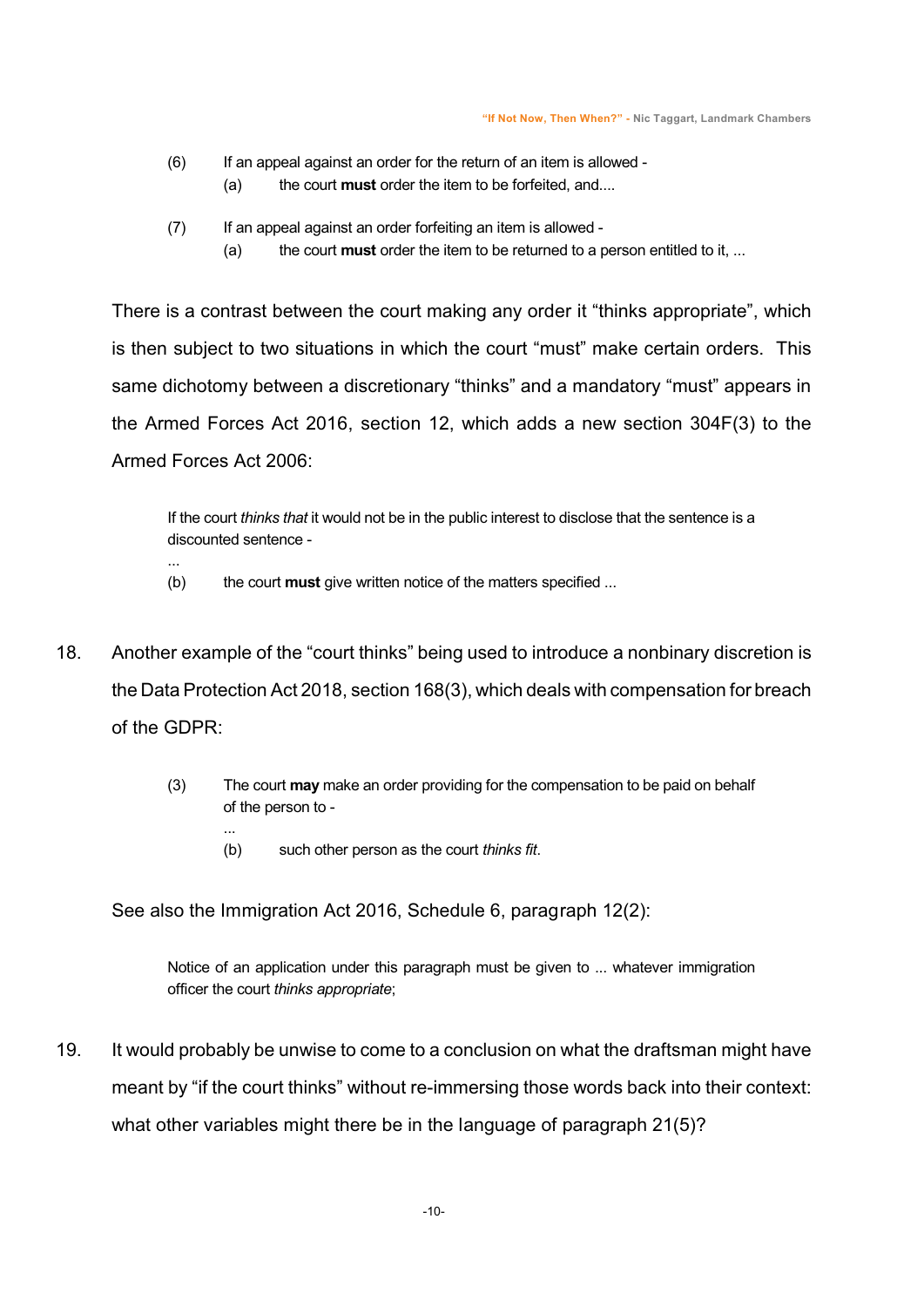(6) If an appeal against an order for the return of an item is allowed -

(a) the court **must** order the item to be forfeited, and....

(7) If an appeal against an order forfeiting an item is allowed -

(a) the court **must** order the item to be returned to a person entitled to it, ...

There is a contrast between the court making any order it "thinks appropriate", which is then subject to two situations in which the court "must" make certain orders. This same dichotomy between a discretionary "thinks" and a mandatory "must" appears in the Armed Forces Act 2016, section 12, which adds a new section 304F(3) to the Armed Forces Act 2006:

> If the court *thinks that* it would not be in the public interest to disclose that the sentence is a discounted sentence -
>
> ...
>
> (b) the court **must** give written notice of the matters specified ...

18. Another example of the "court thinks" being used to introduce a nonbinary discretion is the Data Protection Act 2018, section 168(3), which deals with compensation for breach of the GDPR:

> (3) The court **may** make an order providing for the compensation to be paid on behalf of the person to -
>
> ...
>
> (b) such other person as the court *thinks fit*.

See also the Immigration Act 2016, Schedule 6, paragraph 12(2):

> Notice of an application under this paragraph must be given to ... whatever immigration officer the court *thinks appropriate*;

19. It would probably be unwise to come to a conclusion on what the draftsman might have meant by "if the court thinks" without re-immersing those words back into their context: what other variables might there be in the language of paragraph 21(5)?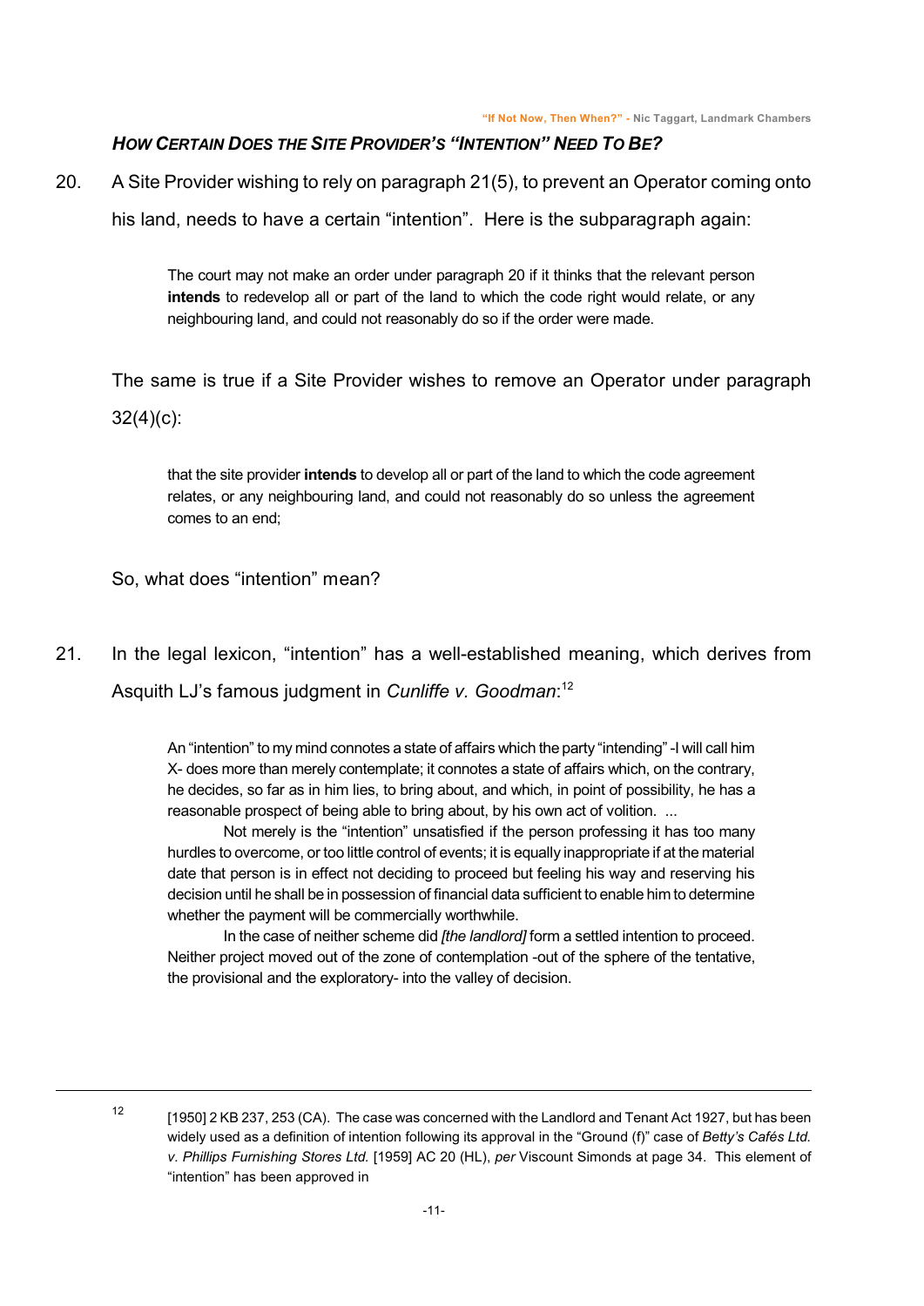### *How Certain Does the Site Provider's "Intention" Need To Be?*

20. A Site Provider wishing to rely on paragraph 21(5), to prevent an Operator coming onto his land, needs to have a certain "intention". Here is the subparagraph again:

> The court may not make an order under paragraph 20 if it thinks that the relevant person **intends** to redevelop all or part of the land to which the code right would relate, or any neighbouring land, and could not reasonably do so if the order were made.

The same is true if a Site Provider wishes to remove an Operator under paragraph 32(4)(c):

> that the site provider **intends** to develop all or part of the land to which the code agreement relates, or any neighbouring land, and could not reasonably do so unless the agreement comes to an end;

So, what does "intention" mean?

21. In the legal lexicon, "intention" has a well-established meaning, which derives from Asquith LJ's famous judgment in *Cunliffe v. Goodman*:[12]

> An "intention" to my mind connotes a state of affairs which the party "intending" -I will call him X- does more than merely contemplate; it connotes a state of affairs which, on the contrary, he decides, so far as in him lies, to bring about, and which, in point of possibility, he has a reasonable prospect of being able to bring about, by his own act of volition. ...
>
> Not merely is the "intention" unsatisfied if the person professing it has too many hurdles to overcome, or too little control of events; it is equally inappropriate if at the material date that person is in effect not deciding to proceed but feeling his way and reserving his decision until he shall be in possession of financial data sufficient to enable him to determine whether the payment will be commercially worthwhile.
>
> In the case of neither scheme did *[the landlord]* form a settled intention to proceed. Neither project moved out of the zone of contemplation -out of the sphere of the tentative, the provisional and the exploratory- into the valley of decision.

---

[12] [1950] 2 KB 237, 253 (CA). The case was concerned with the Landlord and Tenant Act 1927, but has been widely used as a definition of intention following its approval in the "Ground (f)" case of *Betty's Cafés Ltd. v. Phillips Furnishing Stores Ltd.* [1959] AC 20 (HL), *per* Viscount Simonds at page 34. This element of "intention" has been approved in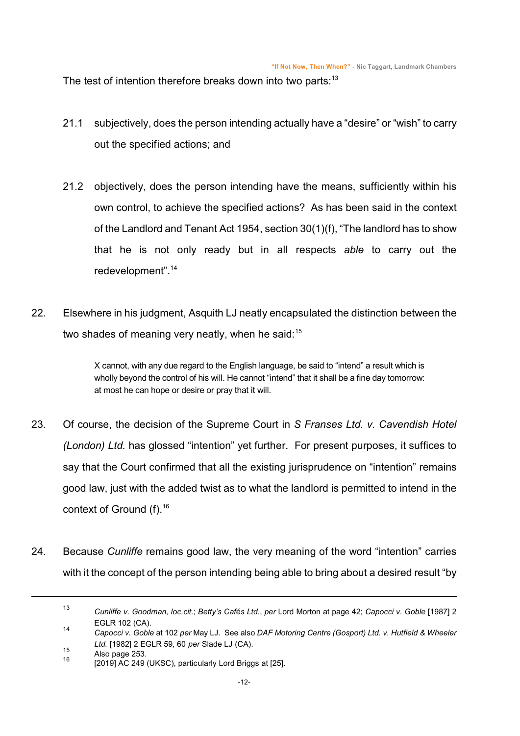The test of intention therefore breaks down into two parts:[13]

21.1 subjectively, does the person intending actually have a "desire" or "wish" to carry out the specified actions; and

21.2 objectively, does the person intending have the means, sufficiently within his own control, to achieve the specified actions? As has been said in the context of the Landlord and Tenant Act 1954, section 30(1)(f), "The landlord has to show that he is not only ready but in all respects *able* to carry out the redevelopment".[14]

22. Elsewhere in his judgment, Asquith LJ neatly encapsulated the distinction between the two shades of meaning very neatly, when he said:[15]

> X cannot, with any due regard to the English language, be said to "intend" a result which is wholly beyond the control of his will. He cannot "intend" that it shall be a fine day tomorrow: at most he can hope or desire or pray that it will.

23. Of course, the decision of the Supreme Court in *S Franses Ltd. v. Cavendish Hotel (London) Ltd.* has glossed "intention" yet further. For present purposes, it suffices to say that the Court confirmed that all the existing jurisprudence on "intention" remains good law, just with the added twist as to what the landlord is permitted to intend in the context of Ground (f).[16]

24. Because *Cunliffe* remains good law, the very meaning of the word "intention" carries with it the concept of the person intending being able to bring about a desired result "by

---

[13] *Cunliffe v. Goodman, loc.cit.*; *Betty's Cafés Ltd.*, *per* Lord Morton at page 42; *Capocci v. Goble* [1987] 2 EGLR 102 (CA).

[14] *Capocci v. Goble* at 102 *per* May LJ. See also *DAF Motoring Centre (Gosport) Ltd. v. Hutfield & Wheeler Ltd.* [1982] 2 EGLR 59, 60 *per* Slade LJ (CA).

[15] Also page 253.

[16] [2019] AC 249 (UKSC), particularly Lord Briggs at [25].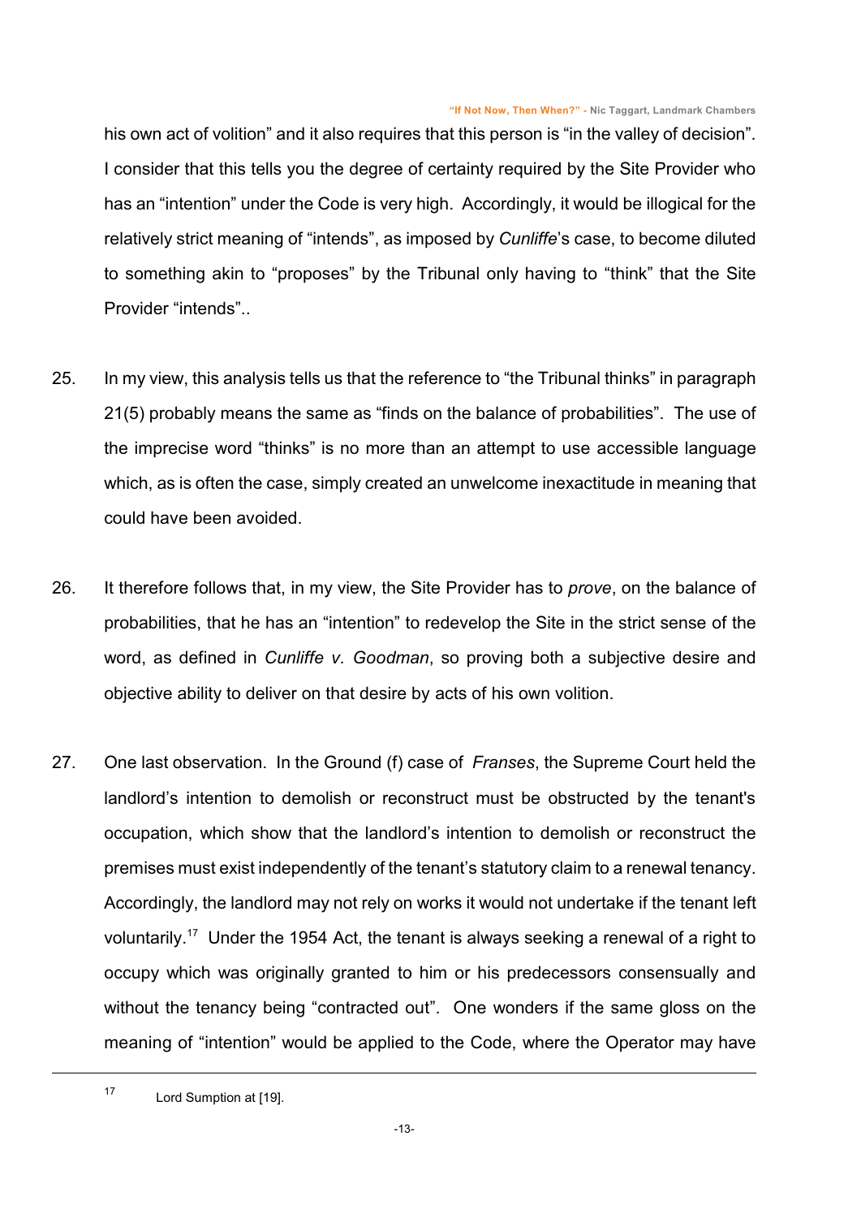his own act of volition" and it also requires that this person is "in the valley of decision". I consider that this tells you the degree of certainty required by the Site Provider who has an "intention" under the Code is very high. Accordingly, it would be illogical for the relatively strict meaning of "intends", as imposed by *Cunliffe*'s case, to become diluted to something akin to "proposes" by the Tribunal only having to "think" that the Site Provider "intends"..

25. In my view, this analysis tells us that the reference to "the Tribunal thinks" in paragraph 21(5) probably means the same as "finds on the balance of probabilities". The use of the imprecise word "thinks" is no more than an attempt to use accessible language which, as is often the case, simply created an unwelcome inexactitude in meaning that could have been avoided.

26. It therefore follows that, in my view, the Site Provider has to *prove*, on the balance of probabilities, that he has an "intention" to redevelop the Site in the strict sense of the word, as defined in *Cunliffe v. Goodman*, so proving both a subjective desire and objective ability to deliver on that desire by acts of his own volition.

27. One last observation. In the Ground (f) case of *Franses*, the Supreme Court held the landlord's intention to demolish or reconstruct must be obstructed by the tenant's occupation, which show that the landlord's intention to demolish or reconstruct the premises must exist independently of the tenant's statutory claim to a renewal tenancy. Accordingly, the landlord may not rely on works it would not undertake if the tenant left voluntarily.[17] Under the 1954 Act, the tenant is always seeking a renewal of a right to occupy which was originally granted to him or his predecessors consensually and without the tenancy being "contracted out". One wonders if the same gloss on the meaning of "intention" would be applied to the Code, where the Operator may have

---

[17] Lord Sumption at [19].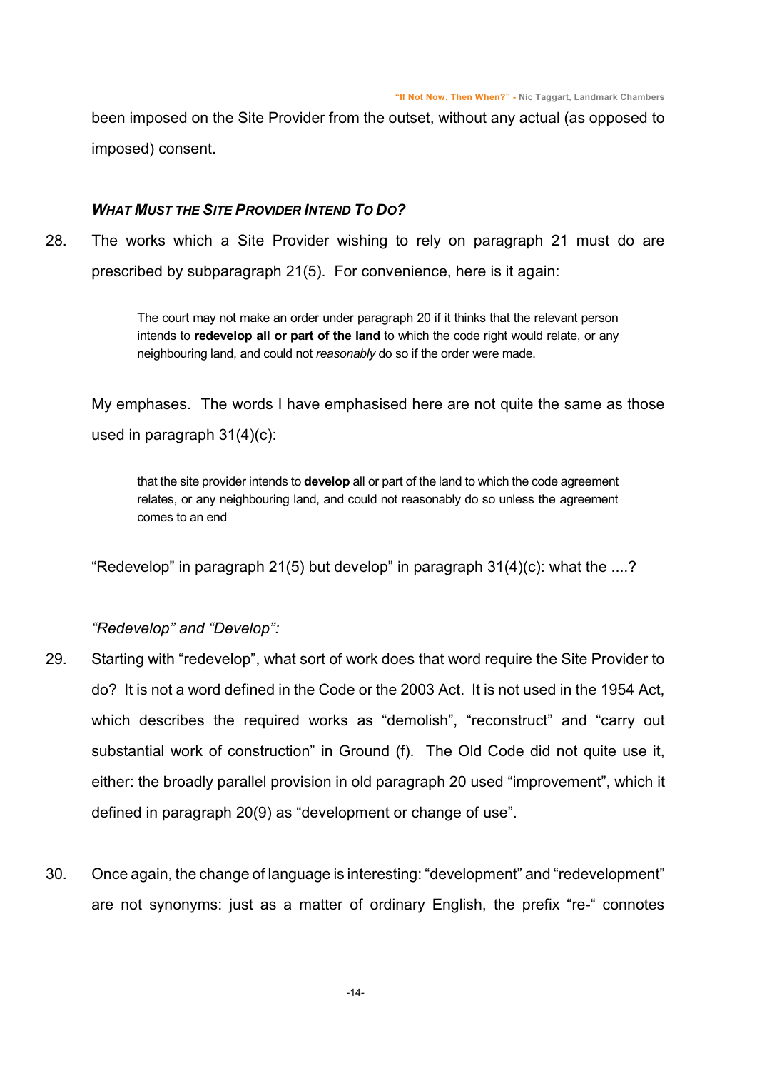been imposed on the Site Provider from the outset, without any actual (as opposed to imposed) consent.

### *WHAT MUST THE SITE PROVIDER INTEND TO DO?*

28. The works which a Site Provider wishing to rely on paragraph 21 must do are prescribed by subparagraph 21(5). For convenience, here is it again:

> The court may not make an order under paragraph 20 if it thinks that the relevant person intends to **redevelop all or part of the land** to which the code right would relate, or any neighbouring land, and could not *reasonably* do so if the order were made.

My emphases. The words I have emphasised here are not quite the same as those used in paragraph 31(4)(c):

> that the site provider intends to **develop** all or part of the land to which the code agreement relates, or any neighbouring land, and could not reasonably do so unless the agreement comes to an end

"Redevelop" in paragraph 21(5) but develop" in paragraph 31(4)(c): what the ....?

*"Redevelop" and "Develop":*

29. Starting with "redevelop", what sort of work does that word require the Site Provider to do? It is not a word defined in the Code or the 2003 Act. It is not used in the 1954 Act, which describes the required works as "demolish", "reconstruct" and "carry out substantial work of construction" in Ground (f). The Old Code did not quite use it, either: the broadly parallel provision in old paragraph 20 used "improvement", which it defined in paragraph 20(9) as "development or change of use".

30. Once again, the change of language is interesting: "development" and "redevelopment" are not synonyms: just as a matter of ordinary English, the prefix "re-" connotes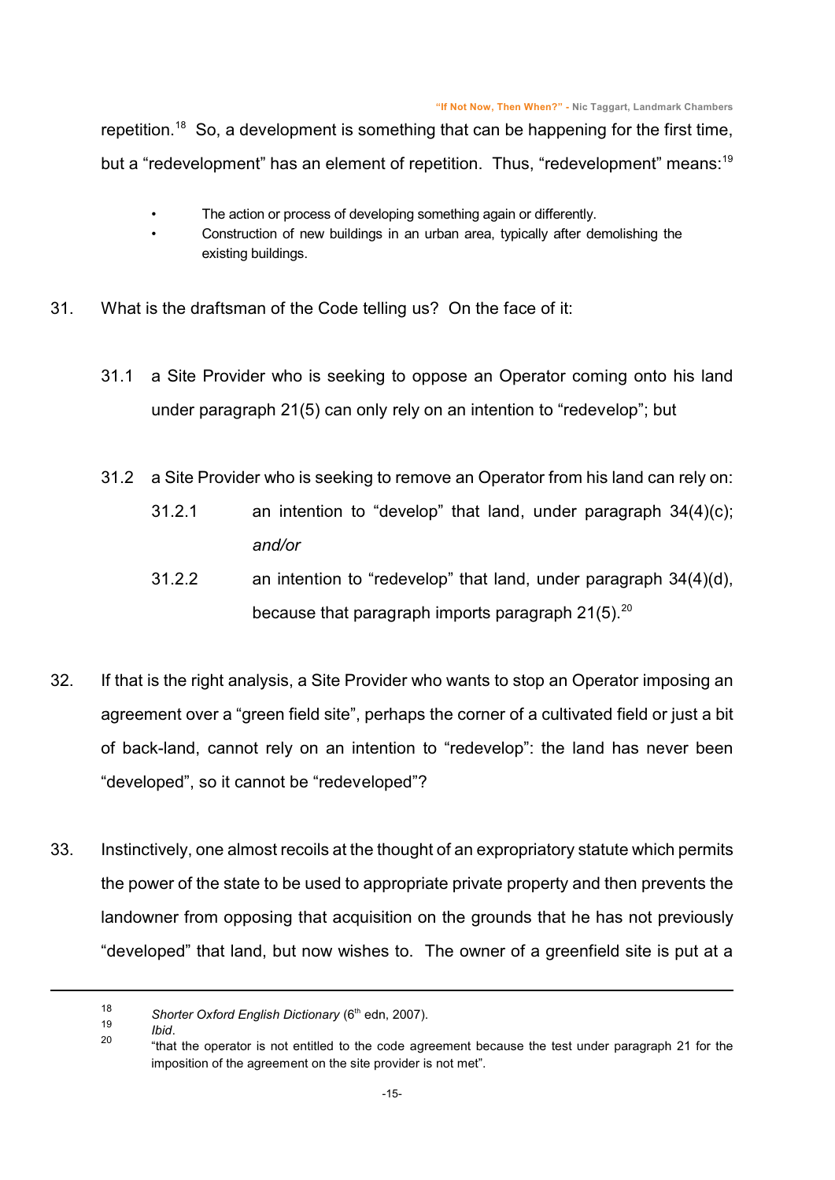repetition.[18] So, a development is something that can be happening for the first time, but a "redevelopment" has an element of repetition. Thus, "redevelopment" means:[19]

- The action or process of developing something again or differently.
- Construction of new buildings in an urban area, typically after demolishing the existing buildings.

31. What is the draftsman of the Code telling us? On the face of it:

    31.1 a Site Provider who is seeking to oppose an Operator coming onto his land under paragraph 21(5) can only rely on an intention to "redevelop"; but

    31.2 a Site Provider who is seeking to remove an Operator from his land can rely on:

    31.2.1 an intention to "develop" that land, under paragraph 34(4)(c); *and/or*

    31.2.2 an intention to "redevelop" that land, under paragraph 34(4)(d), because that paragraph imports paragraph 21(5).[20]

32. If that is the right analysis, a Site Provider who wants to stop an Operator imposing an agreement over a "green field site", perhaps the corner of a cultivated field or just a bit of back-land, cannot rely on an intention to "redevelop": the land has never been "developed", so it cannot be "redeveloped"?

33. Instinctively, one almost recoils at the thought of an expropriatory statute which permits the power of the state to be used to appropriate private property and then prevents the landowner from opposing that acquisition on the grounds that he has not previously "developed" that land, but now wishes to. The owner of a greenfield site is put at a

---

[18] *Shorter Oxford English Dictionary* (6th edn, 2007).

[19] *Ibid*.

[20] "that the operator is not entitled to the code agreement because the test under paragraph 21 for the imposition of the agreement on the site provider is not met".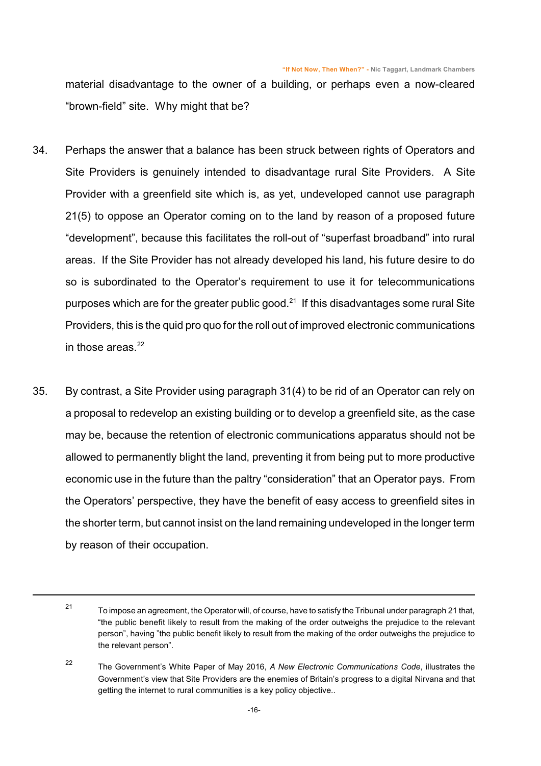material disadvantage to the owner of a building, or perhaps even a now-cleared "brown-field" site. Why might that be?

34. Perhaps the answer that a balance has been struck between rights of Operators and Site Providers is genuinely intended to disadvantage rural Site Providers. A Site Provider with a greenfield site which is, as yet, undeveloped cannot use paragraph 21(5) to oppose an Operator coming on to the land by reason of a proposed future "development", because this facilitates the roll-out of "superfast broadband" into rural areas. If the Site Provider has not already developed his land, his future desire to do so is subordinated to the Operator's requirement to use it for telecommunications purposes which are for the greater public good.[21] If this disadvantages some rural Site Providers, this is the quid pro quo for the roll out of improved electronic communications in those areas.[22]

35. By contrast, a Site Provider using paragraph 31(4) to be rid of an Operator can rely on a proposal to redevelop an existing building or to develop a greenfield site, as the case may be, because the retention of electronic communications apparatus should not be allowed to permanently blight the land, preventing it from being put to more productive economic use in the future than the paltry "consideration" that an Operator pays. From the Operators' perspective, they have the benefit of easy access to greenfield sites in the shorter term, but cannot insist on the land remaining undeveloped in the longer term by reason of their occupation.

---

[21] To impose an agreement, the Operator will, of course, have to satisfy the Tribunal under paragraph 21 that, "the public benefit likely to result from the making of the order outweighs the prejudice to the relevant person", having "the public benefit likely to result from the making of the order outweighs the prejudice to the relevant person".

[22] The Government's White Paper of May 2016, *A New Electronic Communications Code*, illustrates the Government's view that Site Providers are the enemies of Britain's progress to a digital Nirvana and that getting the internet to rural communities is a key policy objective..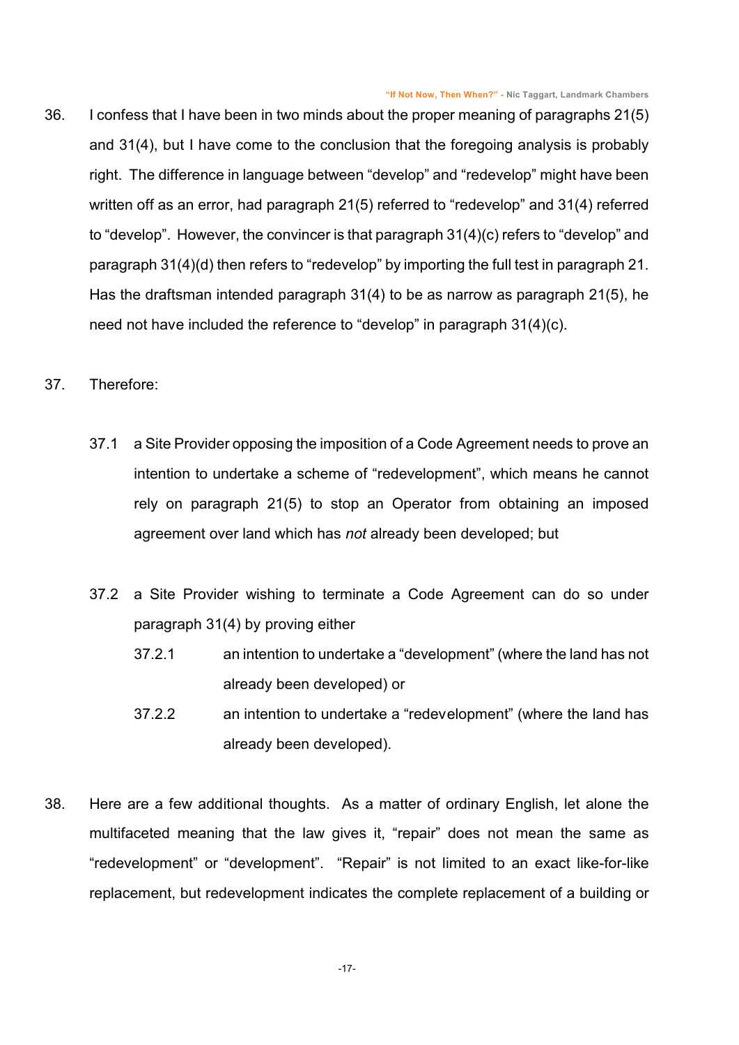36. I confess that I have been in two minds about the proper meaning of paragraphs 21(5) and 31(4), but I have come to the conclusion that the foregoing analysis is probably right. The difference in language between "develop" and "redevelop" might have been written off as an error, had paragraph 21(5) referred to "redevelop" and 31(4) referred to "develop". However, the convincer is that paragraph 31(4)(c) refers to "develop" and paragraph 31(4)(d) then refers to "redevelop" by importing the full test in paragraph 21. Has the draftsman intended paragraph 31(4) to be as narrow as paragraph 21(5), he need not have included the reference to "develop" in paragraph 31(4)(c).

37. Therefore:

    37.1 a Site Provider opposing the imposition of a Code Agreement needs to prove an intention to undertake a scheme of "redevelopment", which means he cannot rely on paragraph 21(5) to stop an Operator from obtaining an imposed agreement over land which has *not* already been developed; but

    37.2 a Site Provider wishing to terminate a Code Agreement can do so under paragraph 31(4) by proving either

        37.2.1 an intention to undertake a "development" (where the land has not already been developed) or

        37.2.2 an intention to undertake a "redevelopment" (where the land has already been developed).

38. Here are a few additional thoughts. As a matter of ordinary English, let alone the multifaceted meaning that the law gives it, "repair" does not mean the same as "redevelopment" or "development". "Repair" is not limited to an exact like-for-like replacement, but redevelopment indicates the complete replacement of a building or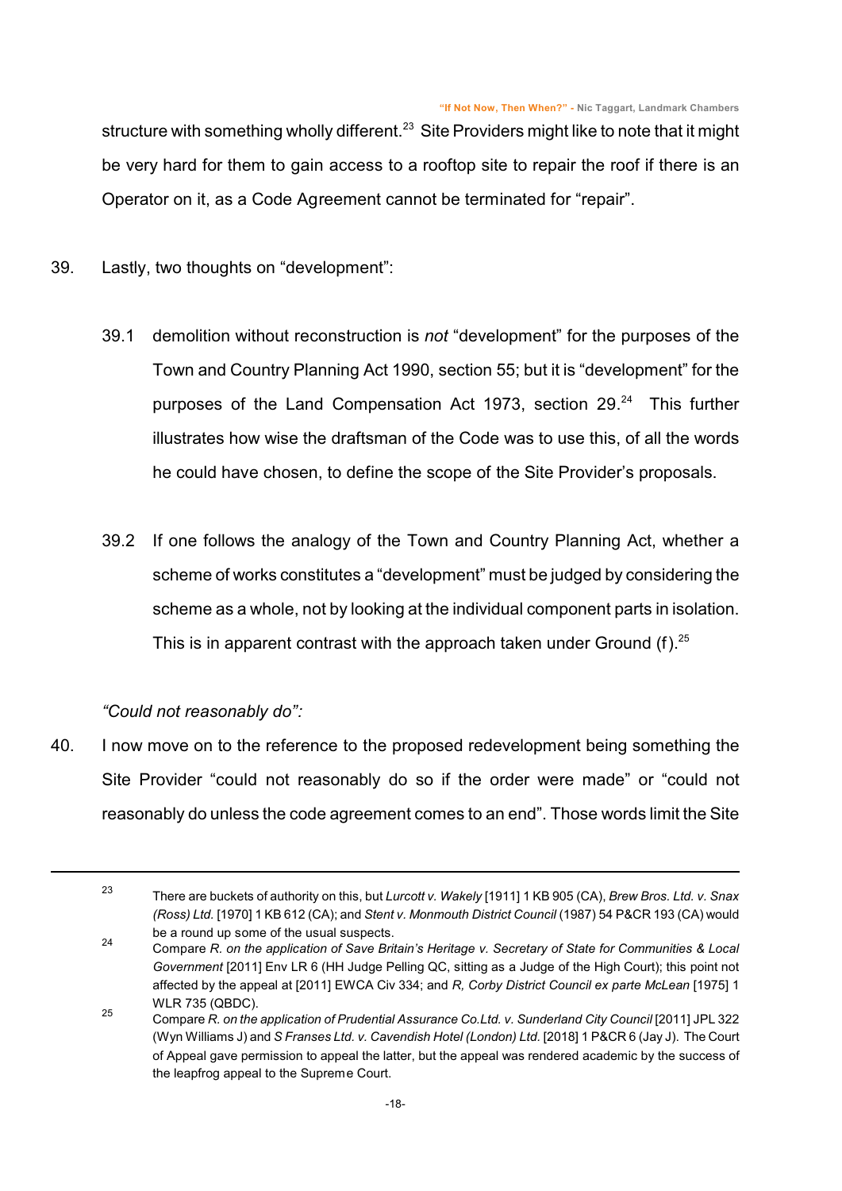structure with something wholly different.[23] Site Providers might like to note that it might be very hard for them to gain access to a rooftop site to repair the roof if there is an Operator on it, as a Code Agreement cannot be terminated for "repair".

39. Lastly, two thoughts on "development":

    39.1 demolition without reconstruction is *not* "development" for the purposes of the Town and Country Planning Act 1990, section 55; but it is "development" for the purposes of the Land Compensation Act 1973, section 29.[24] This further illustrates how wise the draftsman of the Code was to use this, of all the words he could have chosen, to define the scope of the Site Provider's proposals.

    39.2 If one follows the analogy of the Town and Country Planning Act, whether a scheme of works constitutes a "development" must be judged by considering the scheme as a whole, not by looking at the individual component parts in isolation. This is in apparent contrast with the approach taken under Ground (f).[25]

*"Could not reasonably do":*

40. I now move on to the reference to the proposed redevelopment being something the Site Provider "could not reasonably do so if the order were made" or "could not reasonably do unless the code agreement comes to an end". Those words limit the Site

---

[23] There are buckets of authority on this, but *Lurcott v. Wakely* [1911] 1 KB 905 (CA), *Brew Bros. Ltd. v. Snax (Ross) Ltd.* [1970] 1 KB 612 (CA); and *Stent v. Monmouth District Council* (1987) 54 P&CR 193 (CA) would be a round up some of the usual suspects.

[24] Compare *R. on the application of Save Britain's Heritage v. Secretary of State for Communities & Local Government* [2011] Env LR 6 (HH Judge Pelling QC, sitting as a Judge of the High Court); this point not affected by the appeal at [2011] EWCA Civ 334; and *R, Corby District Council ex parte McLean* [1975] 1 WLR 735 (QBDC).

[25] Compare *R. on the application of Prudential Assurance Co.Ltd. v. Sunderland City Council* [2011] JPL 322 (Wyn Williams J) and *S Franses Ltd. v. Cavendish Hotel (London) Ltd.* [2018] 1 P&CR 6 (Jay J). The Court of Appeal gave permission to appeal the latter, but the appeal was rendered academic by the success of the leapfrog appeal to the Supreme Court.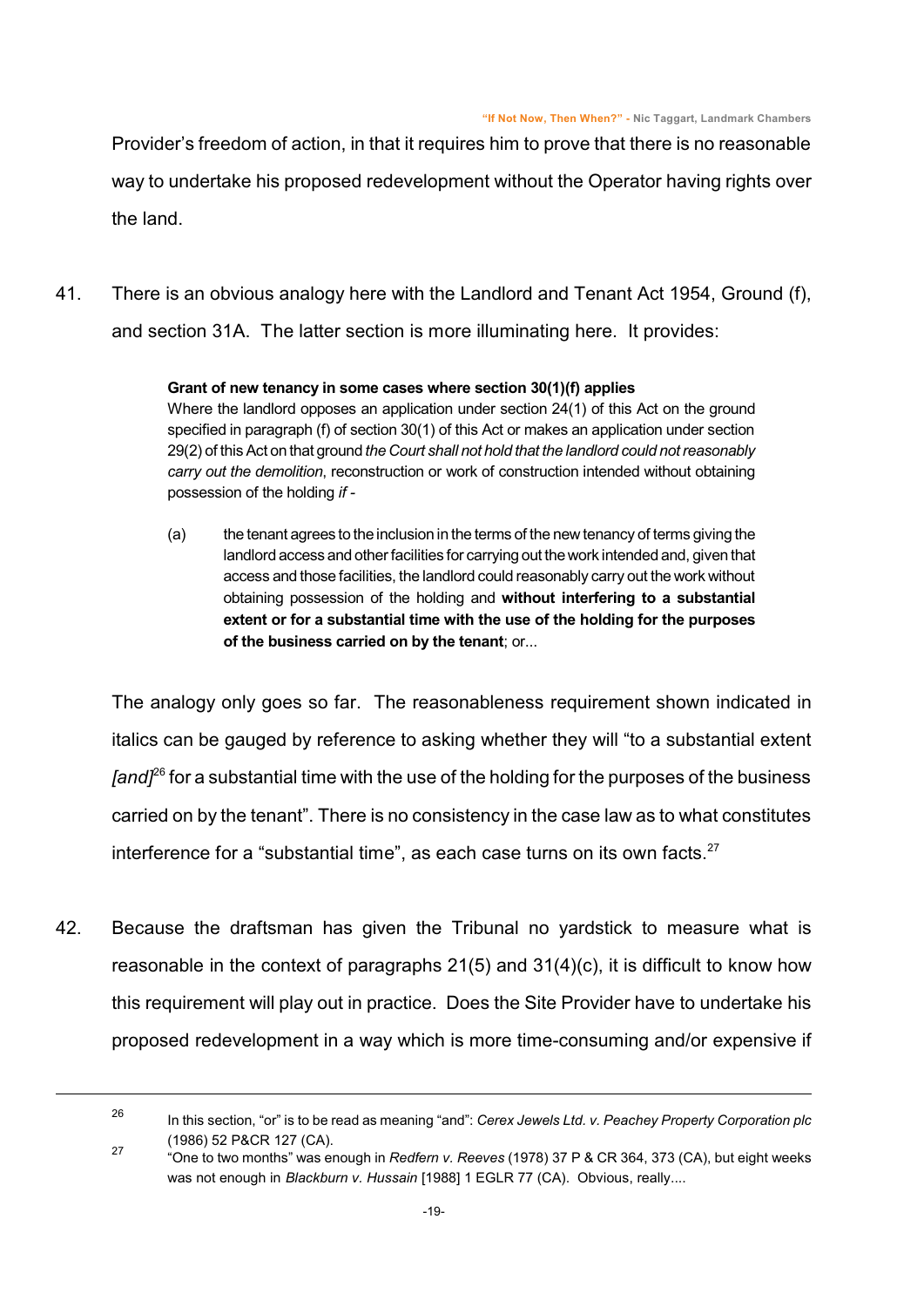Provider's freedom of action, in that it requires him to prove that there is no reasonable way to undertake his proposed redevelopment without the Operator having rights over the land.

41. There is an obvious analogy here with the Landlord and Tenant Act 1954, Ground (f), and section 31A. The latter section is more illuminating here. It provides:

> **Grant of new tenancy in some cases where section 30(1)(f) applies**
> Where the landlord opposes an application under section 24(1) of this Act on the ground specified in paragraph (f) of section 30(1) of this Act or makes an application under section 29(2) of this Act on that ground *the Court shall not hold that the landlord could not reasonably carry out the demolition*, reconstruction or work of construction intended without obtaining possession of the holding *if* -
>
> (a) the tenant agrees to the inclusion in the terms of the new tenancy of terms giving the landlord access and other facilities for carrying out the work intended and, given that access and those facilities, the landlord could reasonably carry out the work without obtaining possession of the holding and **without interfering to a substantial extent or for a substantial time with the use of the holding for the purposes of the business carried on by the tenant**; or...

The analogy only goes so far. The reasonableness requirement shown indicated in italics can be gauged by reference to asking whether they will "to a substantial extent *[and]*[26] for a substantial time with the use of the holding for the purposes of the business carried on by the tenant". There is no consistency in the case law as to what constitutes interference for a "substantial time", as each case turns on its own facts.[27]

42. Because the draftsman has given the Tribunal no yardstick to measure what is reasonable in the context of paragraphs 21(5) and 31(4)(c), it is difficult to know how this requirement will play out in practice. Does the Site Provider have to undertake his proposed redevelopment in a way which is more time-consuming and/or expensive if

---

[26] In this section, "or" is to be read as meaning "and": *Cerex Jewels Ltd. v. Peachey Property Corporation plc* (1986) 52 P&CR 127 (CA).

[27] "One to two months" was enough in *Redfern v. Reeves* (1978) 37 P & CR 364, 373 (CA), but eight weeks was not enough in *Blackburn v. Hussain* [1988] 1 EGLR 77 (CA). Obvious, really....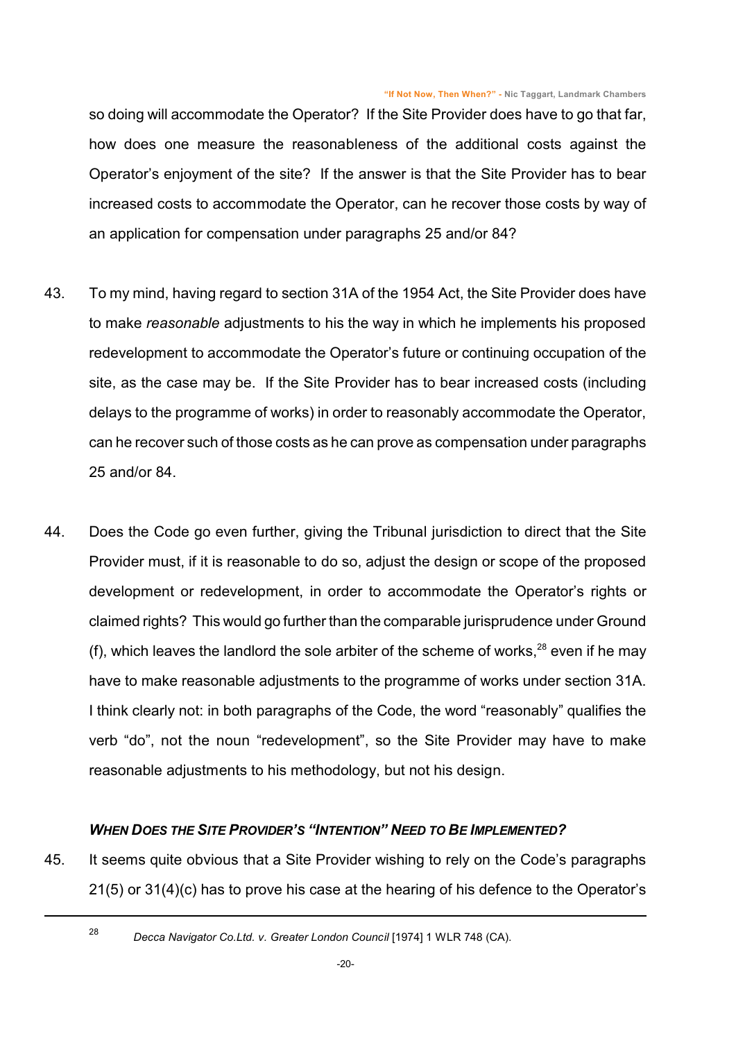so doing will accommodate the Operator? If the Site Provider does have to go that far, how does one measure the reasonableness of the additional costs against the Operator's enjoyment of the site? If the answer is that the Site Provider has to bear increased costs to accommodate the Operator, can he recover those costs by way of an application for compensation under paragraphs 25 and/or 84?

43. To my mind, having regard to section 31A of the 1954 Act, the Site Provider does have to make *reasonable* adjustments to his the way in which he implements his proposed redevelopment to accommodate the Operator's future or continuing occupation of the site, as the case may be. If the Site Provider has to bear increased costs (including delays to the programme of works) in order to reasonably accommodate the Operator, can he recover such of those costs as he can prove as compensation under paragraphs 25 and/or 84.

44. Does the Code go even further, giving the Tribunal jurisdiction to direct that the Site Provider must, if it is reasonable to do so, adjust the design or scope of the proposed development or redevelopment, in order to accommodate the Operator's rights or claimed rights? This would go further than the comparable jurisprudence under Ground (f), which leaves the landlord the sole arbiter of the scheme of works,[28] even if he may have to make reasonable adjustments to the programme of works under section 31A. I think clearly not: in both paragraphs of the Code, the word "reasonably" qualifies the verb "do", not the noun "redevelopment", so the Site Provider may have to make reasonable adjustments to his methodology, but not his design.

### *WHEN DOES THE SITE PROVIDER'S "INTENTION" NEED TO BE IMPLEMENTED?*

45. It seems quite obvious that a Site Provider wishing to rely on the Code's paragraphs 21(5) or 31(4)(c) has to prove his case at the hearing of his defence to the Operator's

---

[28] *Decca Navigator Co.Ltd. v. Greater London Council* [1974] 1 WLR 748 (CA).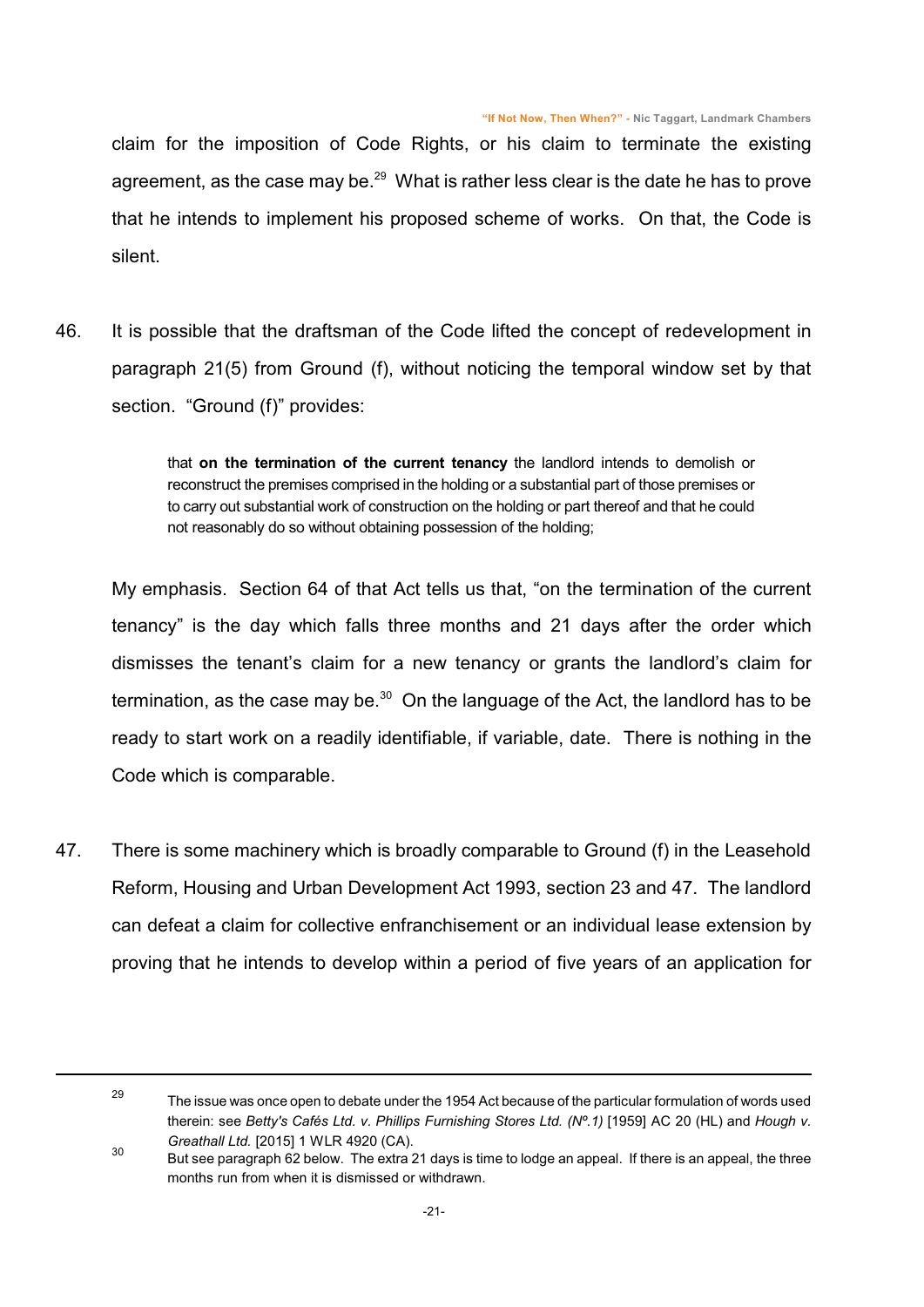claim for the imposition of Code Rights, or his claim to terminate the existing agreement, as the case may be.[29] What is rather less clear is the date he has to prove that he intends to implement his proposed scheme of works. On that, the Code is silent.

46. It is possible that the draftsman of the Code lifted the concept of redevelopment in paragraph 21(5) from Ground (f), without noticing the temporal window set by that section. "Ground (f)" provides:

> that **on the termination of the current tenancy** the landlord intends to demolish or reconstruct the premises comprised in the holding or a substantial part of those premises or to carry out substantial work of construction on the holding or part thereof and that he could not reasonably do so without obtaining possession of the holding;

My emphasis. Section 64 of that Act tells us that, "on the termination of the current tenancy" is the day which falls three months and 21 days after the order which dismisses the tenant's claim for a new tenancy or grants the landlord's claim for termination, as the case may be.[30] On the language of the Act, the landlord has to be ready to start work on a readily identifiable, if variable, date. There is nothing in the Code which is comparable.

47. There is some machinery which is broadly comparable to Ground (f) in the Leasehold Reform, Housing and Urban Development Act 1993, section 23 and 47. The landlord can defeat a claim for collective enfranchisement or an individual lease extension by proving that he intends to develop within a period of five years of an application for

---

[29] The issue was once open to debate under the 1954 Act because of the particular formulation of words used therein: see *Betty's Cafés Ltd. v. Phillips Furnishing Stores Ltd. (Nº.1)* [1959] AC 20 (HL) and *Hough v. Greathall Ltd.* [2015] 1 WLR 4920 (CA).

[30] But see paragraph 62 below. The extra 21 days is time to lodge an appeal. If there is an appeal, the three months run from when it is dismissed or withdrawn.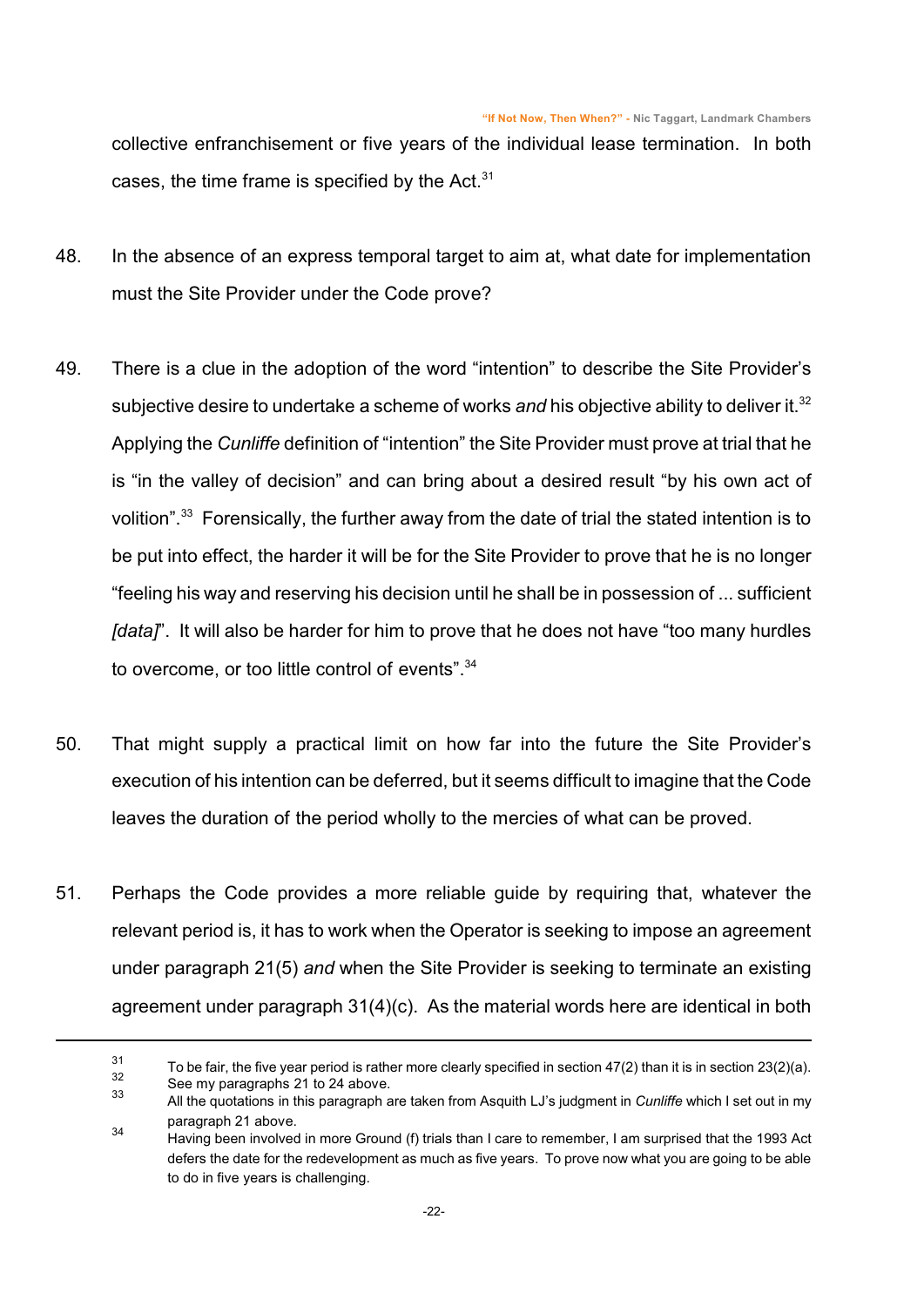collective enfranchisement or five years of the individual lease termination. In both cases, the time frame is specified by the Act.[31]

48. In the absence of an express temporal target to aim at, what date for implementation must the Site Provider under the Code prove?

49. There is a clue in the adoption of the word "intention" to describe the Site Provider's subjective desire to undertake a scheme of works *and* his objective ability to deliver it.[32] Applying the *Cunliffe* definition of "intention" the Site Provider must prove at trial that he is "in the valley of decision" and can bring about a desired result "by his own act of volition".[33] Forensically, the further away from the date of trial the stated intention is to be put into effect, the harder it will be for the Site Provider to prove that he is no longer "feeling his way and reserving his decision until he shall be in possession of ... sufficient *[data]*". It will also be harder for him to prove that he does not have "too many hurdles to overcome, or too little control of events".[34]

50. That might supply a practical limit on how far into the future the Site Provider's execution of his intention can be deferred, but it seems difficult to imagine that the Code leaves the duration of the period wholly to the mercies of what can be proved.

51. Perhaps the Code provides a more reliable guide by requiring that, whatever the relevant period is, it has to work when the Operator is seeking to impose an agreement under paragraph 21(5) *and* when the Site Provider is seeking to terminate an existing agreement under paragraph 31(4)(c). As the material words here are identical in both

---

[31] To be fair, the five year period is rather more clearly specified in section 47(2) than it is in section 23(2)(a).

[32] See my paragraphs 21 to 24 above.

[33] All the quotations in this paragraph are taken from Asquith LJ's judgment in *Cunliffe* which I set out in my paragraph 21 above.

[34] Having been involved in more Ground (f) trials than I care to remember, I am surprised that the 1993 Act defers the date for the redevelopment as much as five years. To prove now what you are going to be able to do in five years is challenging.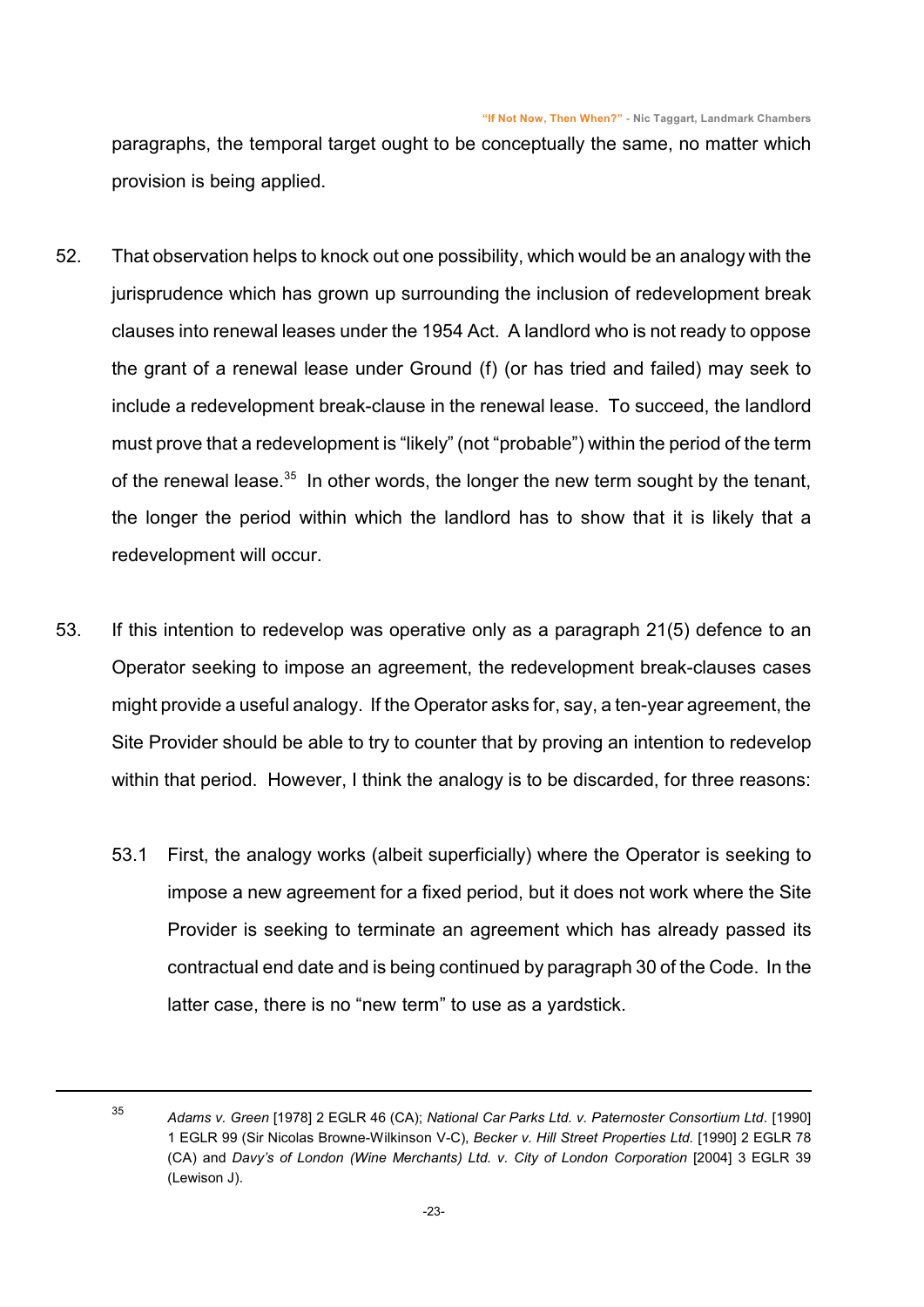paragraphs, the temporal target ought to be conceptually the same, no matter which provision is being applied.

52. That observation helps to knock out one possibility, which would be an analogy with the jurisprudence which has grown up surrounding the inclusion of redevelopment break clauses into renewal leases under the 1954 Act. A landlord who is not ready to oppose the grant of a renewal lease under Ground (f) (or has tried and failed) may seek to include a redevelopment break-clause in the renewal lease. To succeed, the landlord must prove that a redevelopment is "likely" (not "probable") within the period of the term of the renewal lease.[35] In other words, the longer the new term sought by the tenant, the longer the period within which the landlord has to show that it is likely that a redevelopment will occur.

53. If this intention to redevelop was operative only as a paragraph 21(5) defence to an Operator seeking to impose an agreement, the redevelopment break-clauses cases might provide a useful analogy. If the Operator asks for, say, a ten-year agreement, the Site Provider should be able to try to counter that by proving an intention to redevelop within that period. However, I think the analogy is to be discarded, for three reasons:

    53.1 First, the analogy works (albeit superficially) where the Operator is seeking to impose a new agreement for a fixed period, but it does not work where the Site Provider is seeking to terminate an agreement which has already passed its contractual end date and is being continued by paragraph 30 of the Code. In the latter case, there is no "new term" to use as a yardstick.

---

[35] *Adams v. Green* [1978] 2 EGLR 46 (CA); *National Car Parks Ltd. v. Paternoster Consortium Ltd*. [1990] 1 EGLR 99 (Sir Nicolas Browne-Wilkinson V-C), *Becker v. Hill Street Properties Ltd.* [1990] 2 EGLR 78 (CA) and *Davy's of London (Wine Merchants) Ltd. v. City of London Corporation* [2004] 3 EGLR 39 (Lewison J).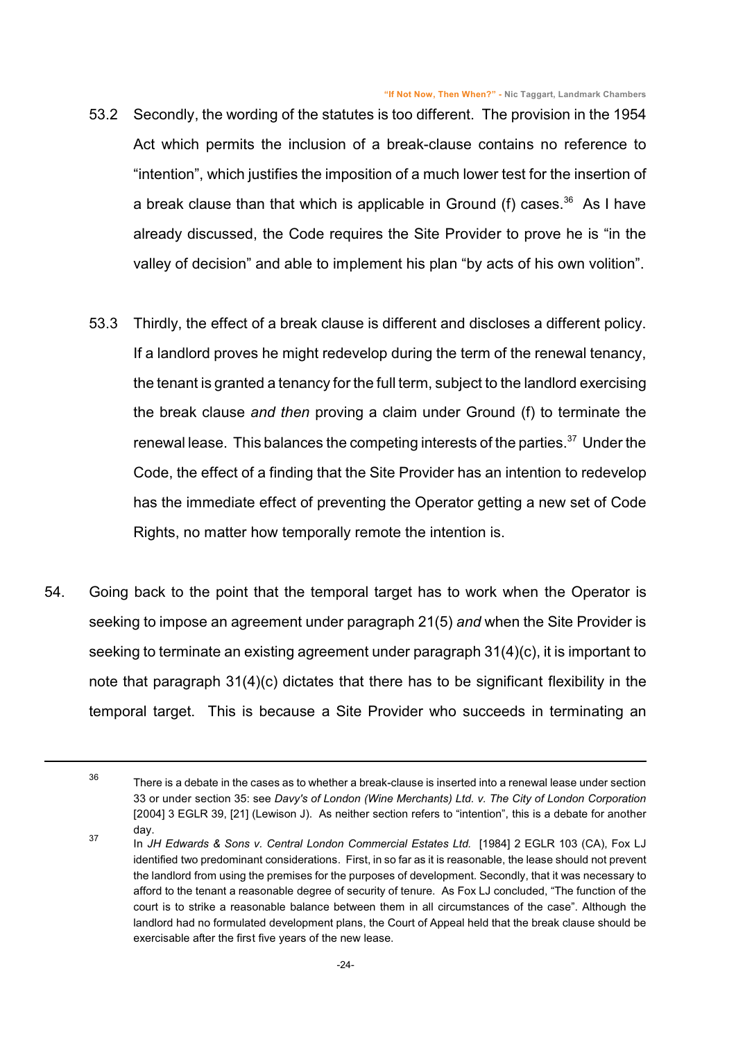53.2 Secondly, the wording of the statutes is too different. The provision in the 1954 Act which permits the inclusion of a break-clause contains no reference to "intention", which justifies the imposition of a much lower test for the insertion of a break clause than that which is applicable in Ground (f) cases.[36] As I have already discussed, the Code requires the Site Provider to prove he is "in the valley of decision" and able to implement his plan "by acts of his own volition".

53.3 Thirdly, the effect of a break clause is different and discloses a different policy. If a landlord proves he might redevelop during the term of the renewal tenancy, the tenant is granted a tenancy for the full term, subject to the landlord exercising the break clause *and then* proving a claim under Ground (f) to terminate the renewal lease. This balances the competing interests of the parties.[37] Under the Code, the effect of a finding that the Site Provider has an intention to redevelop has the immediate effect of preventing the Operator getting a new set of Code Rights, no matter how temporally remote the intention is.

54. Going back to the point that the temporal target has to work when the Operator is seeking to impose an agreement under paragraph 21(5) *and* when the Site Provider is seeking to terminate an existing agreement under paragraph 31(4)(c), it is important to note that paragraph 31(4)(c) dictates that there has to be significant flexibility in the temporal target. This is because a Site Provider who succeeds in terminating an

---

[36] There is a debate in the cases as to whether a break-clause is inserted into a renewal lease under section 33 or under section 35: see *Davy's of London (Wine Merchants) Ltd. v. The City of London Corporation* [2004] 3 EGLR 39, [21] (Lewison J). As neither section refers to "intention", this is a debate for another day.

[37] In *JH Edwards & Sons v. Central London Commercial Estates Ltd.* [1984] 2 EGLR 103 (CA), Fox LJ identified two predominant considerations. First, in so far as it is reasonable, the lease should not prevent the landlord from using the premises for the purposes of development. Secondly, that it was necessary to afford to the tenant a reasonable degree of security of tenure. As Fox LJ concluded, "The function of the court is to strike a reasonable balance between them in all circumstances of the case". Although the landlord had no formulated development plans, the Court of Appeal held that the break clause should be exercisable after the first five years of the new lease.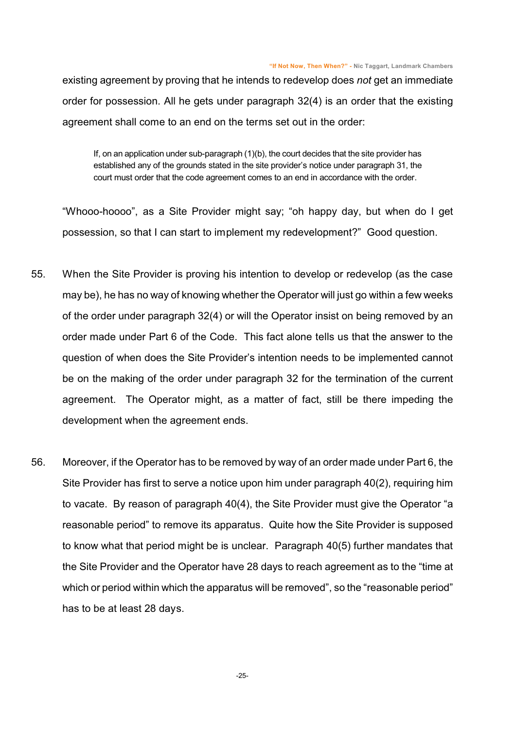existing agreement by proving that he intends to redevelop does *not* get an immediate order for possession. All he gets under paragraph 32(4) is an order that the existing agreement shall come to an end on the terms set out in the order:

> If, on an application under sub-paragraph (1)(b), the court decides that the site provider has established any of the grounds stated in the site provider's notice under paragraph 31, the court must order that the code agreement comes to an end in accordance with the order.

"Whooo-hoooo", as a Site Provider might say; "oh happy day, but when do I get possession, so that I can start to implement my redevelopment?" Good question.

55. When the Site Provider is proving his intention to develop or redevelop (as the case may be), he has no way of knowing whether the Operator will just go within a few weeks of the order under paragraph 32(4) or will the Operator insist on being removed by an order made under Part 6 of the Code. This fact alone tells us that the answer to the question of when does the Site Provider's intention needs to be implemented cannot be on the making of the order under paragraph 32 for the termination of the current agreement. The Operator might, as a matter of fact, still be there impeding the development when the agreement ends.

56. Moreover, if the Operator has to be removed by way of an order made under Part 6, the Site Provider has first to serve a notice upon him under paragraph 40(2), requiring him to vacate. By reason of paragraph 40(4), the Site Provider must give the Operator "a reasonable period" to remove its apparatus. Quite how the Site Provider is supposed to know what that period might be is unclear. Paragraph 40(5) further mandates that the Site Provider and the Operator have 28 days to reach agreement as to the "time at which or period within which the apparatus will be removed", so the "reasonable period" has to be at least 28 days.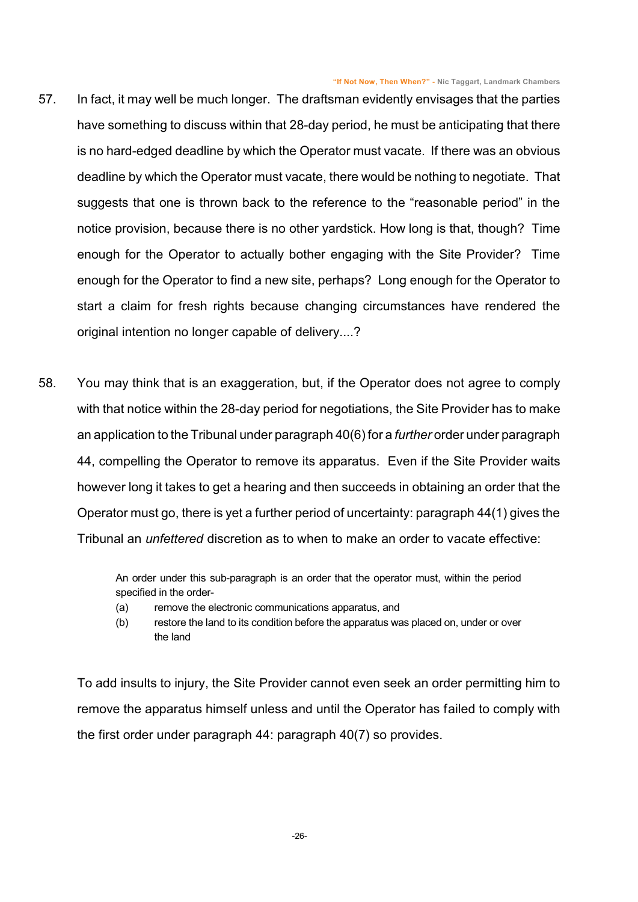57. In fact, it may well be much longer. The draftsman evidently envisages that the parties have something to discuss within that 28-day period, he must be anticipating that there is no hard-edged deadline by which the Operator must vacate. If there was an obvious deadline by which the Operator must vacate, there would be nothing to negotiate. That suggests that one is thrown back to the reference to the "reasonable period" in the notice provision, because there is no other yardstick. How long is that, though? Time enough for the Operator to actually bother engaging with the Site Provider? Time enough for the Operator to find a new site, perhaps? Long enough for the Operator to start a claim for fresh rights because changing circumstances have rendered the original intention no longer capable of delivery....?

58. You may think that is an exaggeration, but, if the Operator does not agree to comply with that notice within the 28-day period for negotiations, the Site Provider has to make an application to the Tribunal under paragraph 40(6) for a *further* order under paragraph 44, compelling the Operator to remove its apparatus. Even if the Site Provider waits however long it takes to get a hearing and then succeeds in obtaining an order that the Operator must go, there is yet a further period of uncertainty: paragraph 44(1) gives the Tribunal an *unfettered* discretion as to when to make an order to vacate effective:

> An order under this sub-paragraph is an order that the operator must, within the period specified in the order-
>
> (a) remove the electronic communications apparatus, and
>
> (b) restore the land to its condition before the apparatus was placed on, under or over the land

To add insults to injury, the Site Provider cannot even seek an order permitting him to remove the apparatus himself unless and until the Operator has failed to comply with the first order under paragraph 44: paragraph 40(7) so provides.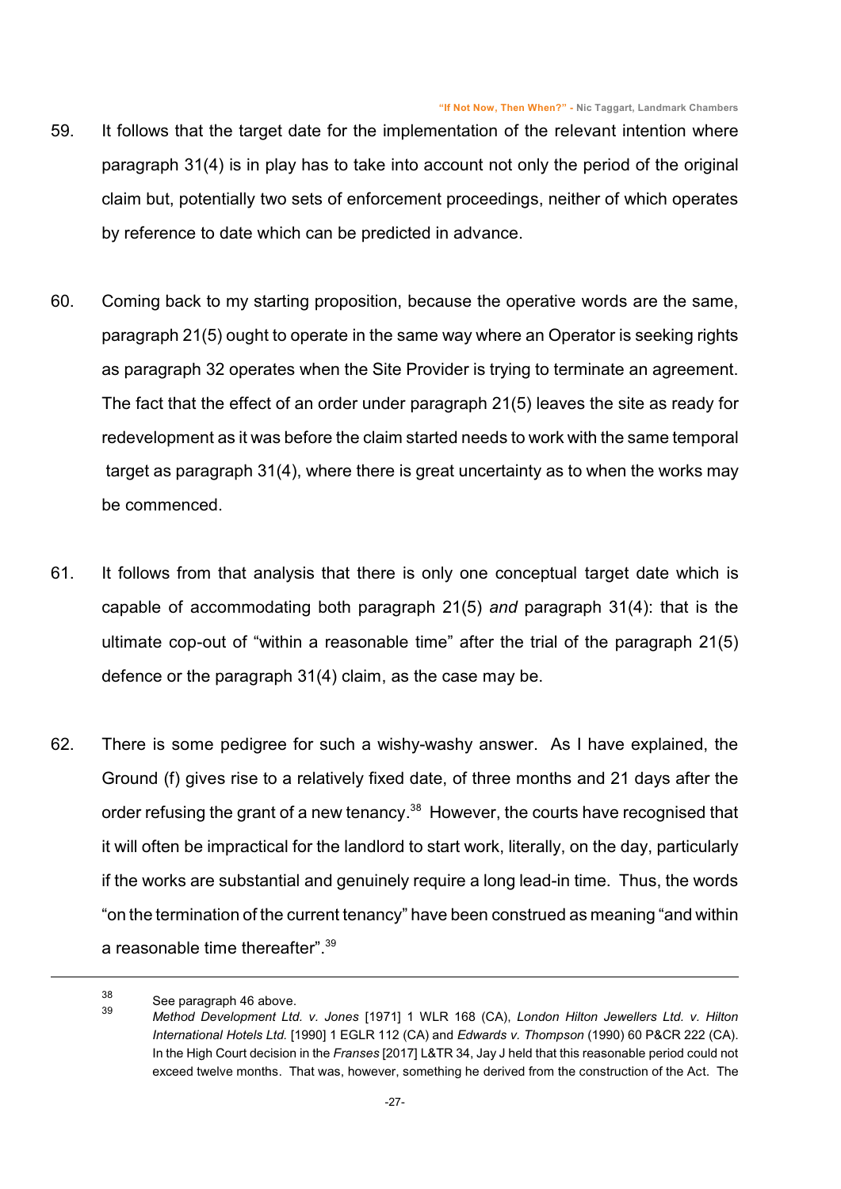59. It follows that the target date for the implementation of the relevant intention where paragraph 31(4) is in play has to take into account not only the period of the original claim but, potentially two sets of enforcement proceedings, neither of which operates by reference to date which can be predicted in advance.

60. Coming back to my starting proposition, because the operative words are the same, paragraph 21(5) ought to operate in the same way where an Operator is seeking rights as paragraph 32 operates when the Site Provider is trying to terminate an agreement. The fact that the effect of an order under paragraph 21(5) leaves the site as ready for redevelopment as it was before the claim started needs to work with the same temporal target as paragraph 31(4), where there is great uncertainty as to when the works may be commenced.

61. It follows from that analysis that there is only one conceptual target date which is capable of accommodating both paragraph 21(5) *and* paragraph 31(4): that is the ultimate cop-out of "within a reasonable time" after the trial of the paragraph 21(5) defence or the paragraph 31(4) claim, as the case may be.

62. There is some pedigree for such a wishy-washy answer. As I have explained, the Ground (f) gives rise to a relatively fixed date, of three months and 21 days after the order refusing the grant of a new tenancy.[38] However, the courts have recognised that it will often be impractical for the landlord to start work, literally, on the day, particularly if the works are substantial and genuinely require a long lead-in time. Thus, the words "on the termination of the current tenancy" have been construed as meaning "and within a reasonable time thereafter".[39]

---

[38] See paragraph 46 above.

[39] *Method Development Ltd. v. Jones* [1971] 1 WLR 168 (CA), *London Hilton Jewellers Ltd. v. Hilton International Hotels Ltd.* [1990] 1 EGLR 112 (CA) and *Edwards v. Thompson* (1990) 60 P&CR 222 (CA). In the High Court decision in the *Franses* [2017] L&TR 34, Jay J held that this reasonable period could not exceed twelve months. That was, however, something he derived from the construction of the Act. The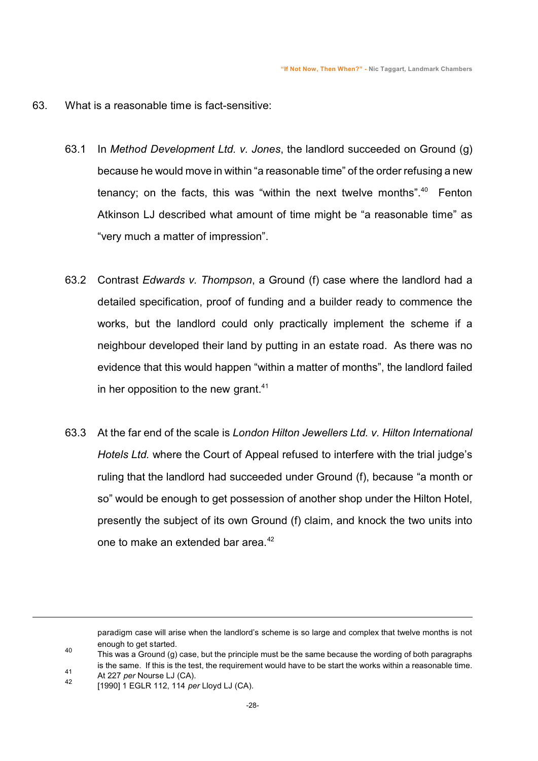63. What is a reasonable time is fact-sensitive:

63.1 In *Method Development Ltd. v. Jones*, the landlord succeeded on Ground (g) because he would move in within "a reasonable time" of the order refusing a new tenancy; on the facts, this was "within the next twelve months".[40] Fenton Atkinson LJ described what amount of time might be "a reasonable time" as "very much a matter of impression".

63.2 Contrast *Edwards v. Thompson*, a Ground (f) case where the landlord had a detailed specification, proof of funding and a builder ready to commence the works, but the landlord could only practically implement the scheme if a neighbour developed their land by putting in an estate road. As there was no evidence that this would happen "within a matter of months", the landlord failed in her opposition to the new grant.[41]

63.3 At the far end of the scale is *London Hilton Jewellers Ltd. v. Hilton International Hotels Ltd.* where the Court of Appeal refused to interfere with the trial judge's ruling that the landlord had succeeded under Ground (f), because "a month or so" would be enough to get possession of another shop under the Hilton Hotel, presently the subject of its own Ground (f) claim, and knock the two units into one to make an extended bar area.[42]

---

paradigm case will arise when the landlord's scheme is so large and complex that twelve months is not enough to get started.

[40] This was a Ground (g) case, but the principle must be the same because the wording of both paragraphs is the same. If this is the test, the requirement would have to be start the works within a reasonable time.

[41] At 227 *per* Nourse LJ (CA).

[42] [1990] 1 EGLR 112, 114 *per* Lloyd LJ (CA).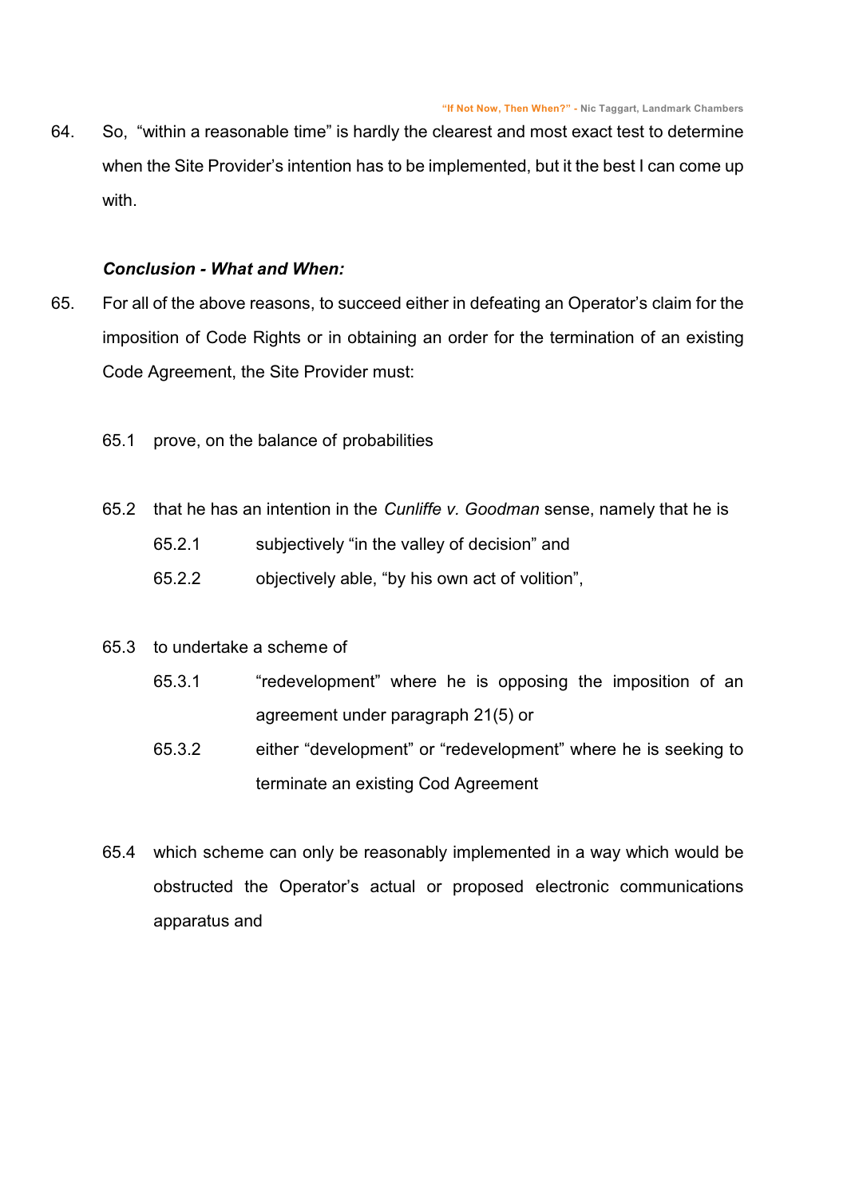64. So, "within a reasonable time" is hardly the clearest and most exact test to determine when the Site Provider's intention has to be implemented, but it the best I can come up with.

***Conclusion - What and When:***

65. For all of the above reasons, to succeed either in defeating an Operator's claim for the imposition of Code Rights or in obtaining an order for the termination of an existing Code Agreement, the Site Provider must:

 65.1 prove, on the balance of probabilities

 65.2 that he has an intention in the *Cunliffe v. Goodman* sense, namely that he is

  65.2.1 subjectively "in the valley of decision" and

  65.2.2 objectively able, "by his own act of volition",

 65.3 to undertake a scheme of

  65.3.1 "redevelopment" where he is opposing the imposition of an agreement under paragraph 21(5) or

  65.3.2 either "development" or "redevelopment" where he is seeking to terminate an existing Cod Agreement

 65.4 which scheme can only be reasonably implemented in a way which would be obstructed the Operator's actual or proposed electronic communications apparatus and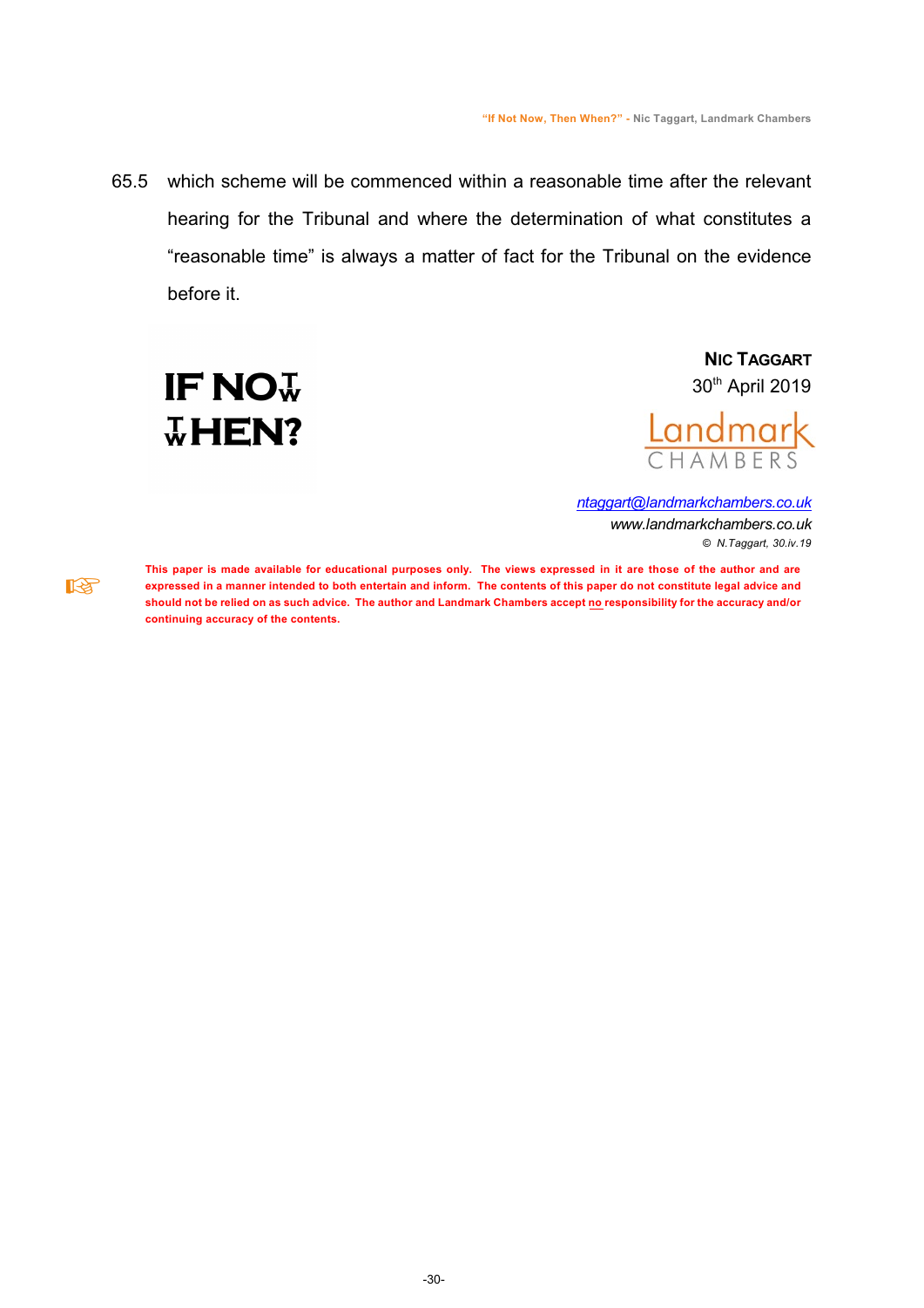65.5 which scheme will be commenced within a reasonable time after the relevant hearing for the Tribunal and where the determination of what constitutes a "reasonable time" is always a matter of fact for the Tribunal on the evidence before it.

**IF NOT/W**
**T/WHEN?**

**NIC TAGGART**
30th April 2019

Landmark
CHAMBERS

*ntaggart@landmarkchambers.co.uk*
*www.landmarkchambers.co.uk*
*© N.Taggart, 30.iv.19*

☞ **This paper is made available for educational purposes only. The views expressed in it are those of the author and are expressed in a manner intended to both entertain and inform. The contents of this paper do not constitute legal advice and should not be relied on as such advice. The author and Landmark Chambers accept no responsibility for the accuracy and/or continuing accuracy of the contents.**